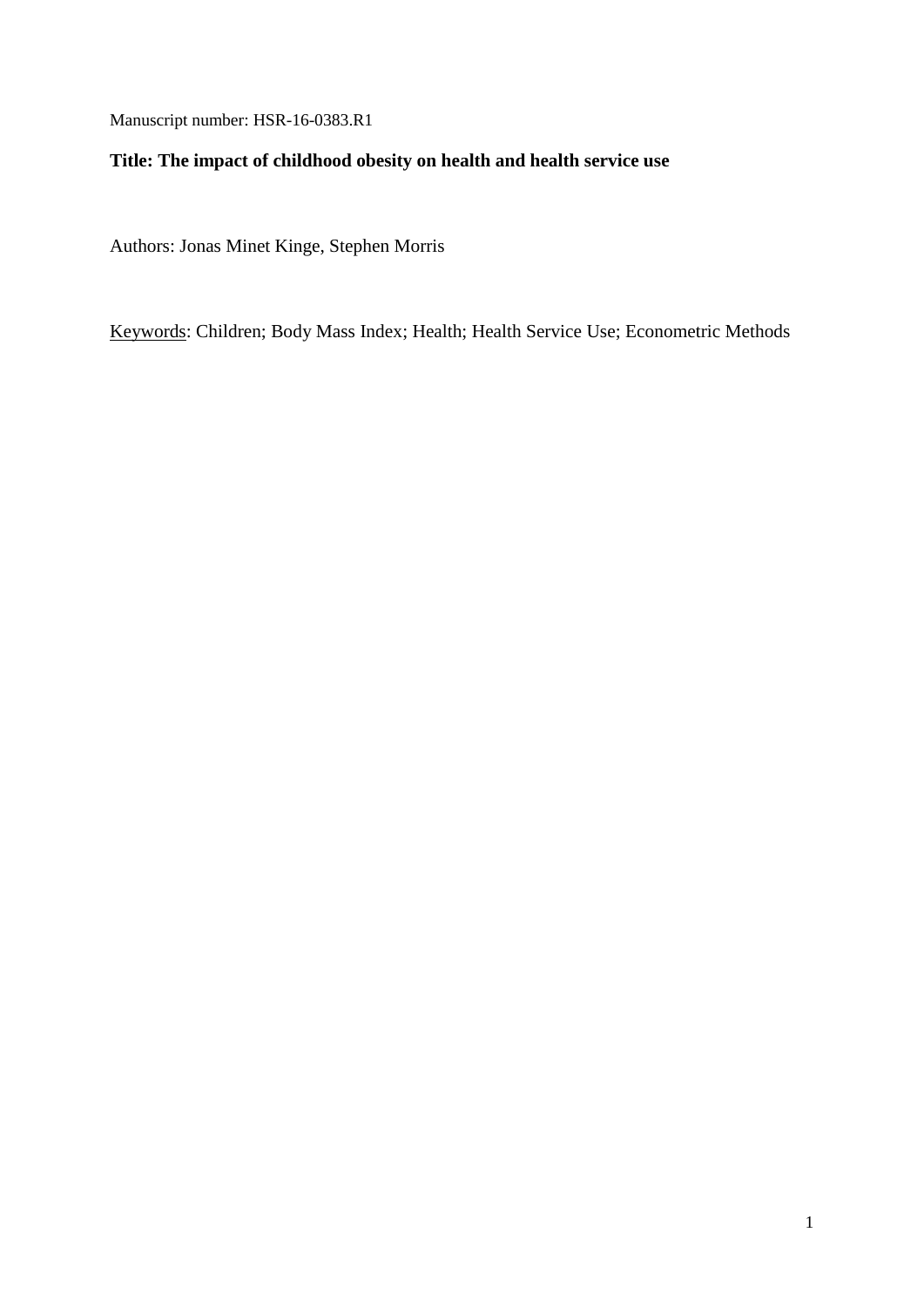Manuscript number: HSR-16-0383.R1

**Title: The impact of childhood obesity on health and health service use**

Authors: Jonas Minet Kinge, Stephen Morris

<u>Keywords</u>: Children; Body Mass Index; Health; Health Service Use; Econometric Methods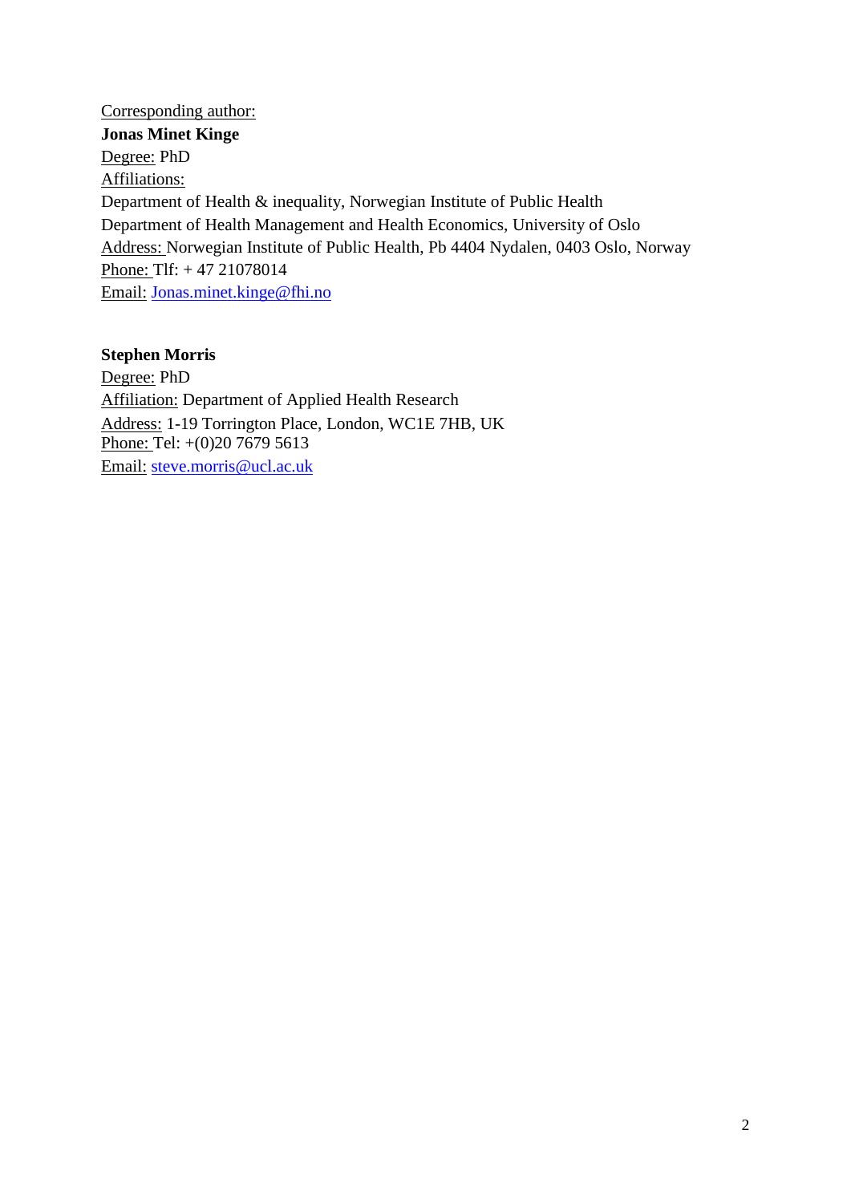Corresponding author:

**Jonas Minet Kinge**

Degree: PhD

Affiliations:

Department of Health & inequality, Norwegian Institute of Public Health

Department of Health Management and Health Economics, University of Oslo

Address: Norwegian Institute of Public Health, Pb 4404 Nydalen, 0403 Oslo, Norway

Phone: Tlf: + 47 21078014

Email: Jonas.minet.kinge@fhi.no

**Stephen Morris**

Degree: PhD

Affiliation: Department of Applied Health Research

Address: 1-19 Torrington Place, London, WC1E 7HB, UK

Phone: Tel: +(0)20 7679 5613

Email: steve.morris@ucl.ac.uk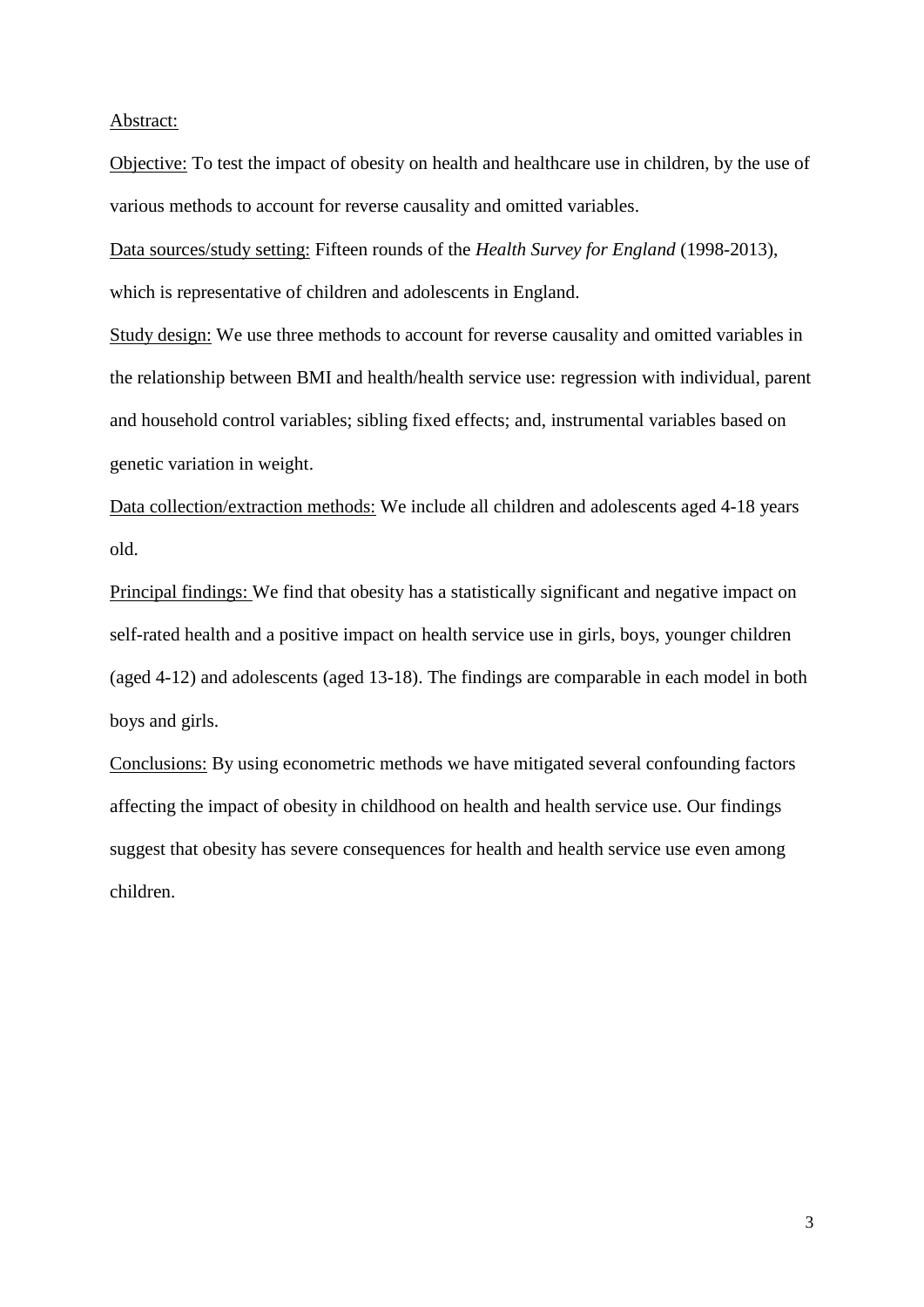Abstract:

Objective: To test the impact of obesity on health and healthcare use in children, by the use of various methods to account for reverse causality and omitted variables.

Data sources/study setting: Fifteen rounds of the *Health Survey for England* (1998-2013), which is representative of children and adolescents in England.

Study design: We use three methods to account for reverse causality and omitted variables in the relationship between BMI and health/health service use: regression with individual, parent and household control variables; sibling fixed effects; and, instrumental variables based on genetic variation in weight.

Data collection/extraction methods: We include all children and adolescents aged 4-18 years old.

Principal findings: We find that obesity has a statistically significant and negative impact on self-rated health and a positive impact on health service use in girls, boys, younger children (aged 4-12) and adolescents (aged 13-18). The findings are comparable in each model in both boys and girls.

Conclusions: By using econometric methods we have mitigated several confounding factors affecting the impact of obesity in childhood on health and health service use. Our findings suggest that obesity has severe consequences for health and health service use even among children.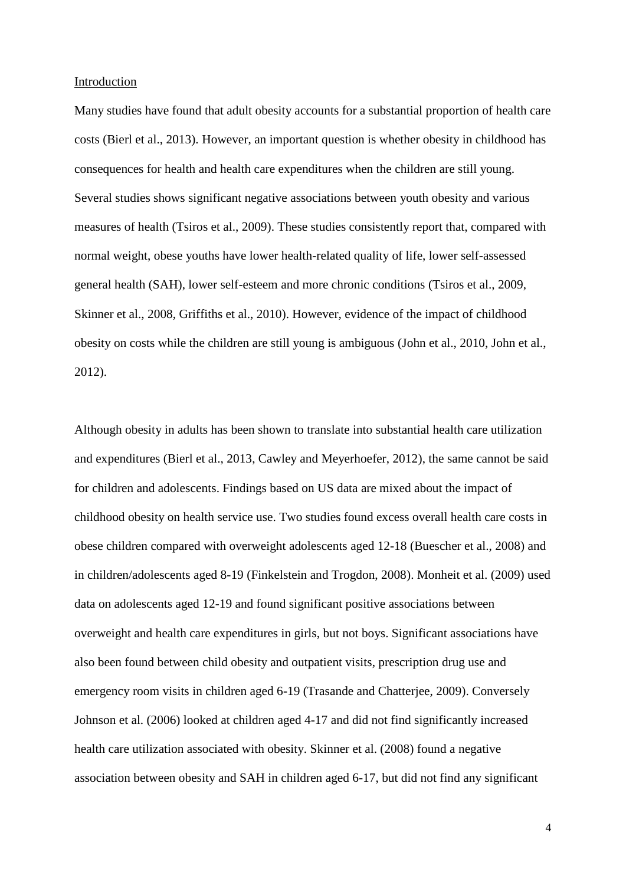## Introduction

Many studies have found that adult obesity accounts for a substantial proportion of health care costs (Bierl et al., 2013). However, an important question is whether obesity in childhood has consequences for health and health care expenditures when the children are still young. Several studies shows significant negative associations between youth obesity and various measures of health (Tsiros et al., 2009). These studies consistently report that, compared with normal weight, obese youths have lower health-related quality of life, lower self-assessed general health (SAH), lower self-esteem and more chronic conditions (Tsiros et al., 2009, Skinner et al., 2008, Griffiths et al., 2010). However, evidence of the impact of childhood obesity on costs while the children are still young is ambiguous (John et al., 2010, John et al., 2012).

Although obesity in adults has been shown to translate into substantial health care utilization and expenditures (Bierl et al., 2013, Cawley and Meyerhoefer, 2012), the same cannot be said for children and adolescents. Findings based on US data are mixed about the impact of childhood obesity on health service use. Two studies found excess overall health care costs in obese children compared with overweight adolescents aged 12-18 (Buescher et al., 2008) and in children/adolescents aged 8-19 (Finkelstein and Trogdon, 2008). Monheit et al. (2009) used data on adolescents aged 12-19 and found significant positive associations between overweight and health care expenditures in girls, but not boys. Significant associations have also been found between child obesity and outpatient visits, prescription drug use and emergency room visits in children aged 6-19 (Trasande and Chatterjee, 2009). Conversely Johnson et al. (2006) looked at children aged 4-17 and did not find significantly increased health care utilization associated with obesity. Skinner et al. (2008) found a negative association between obesity and SAH in children aged 6-17, but did not find any significant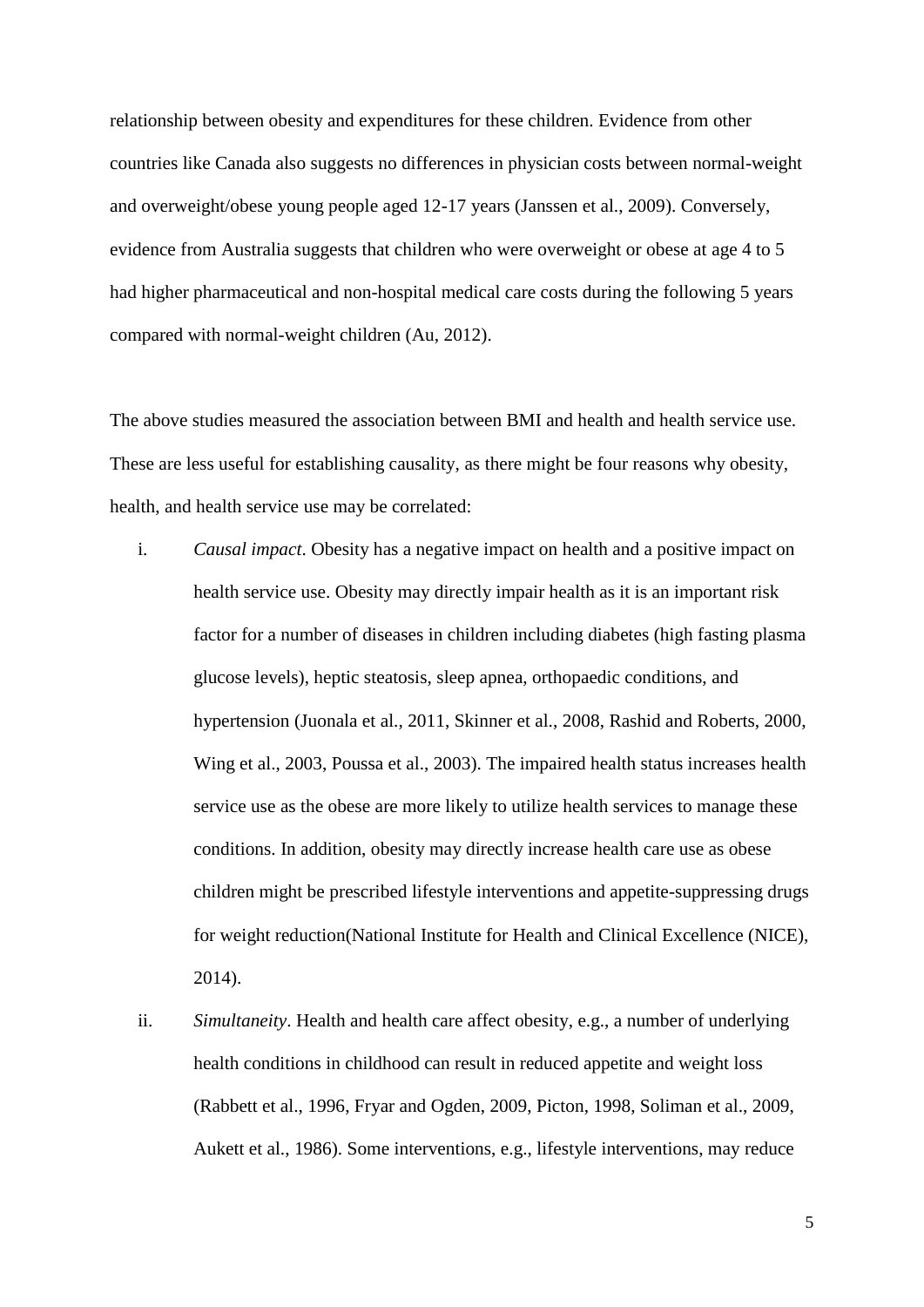relationship between obesity and expenditures for these children. Evidence from other countries like Canada also suggests no differences in physician costs between normal-weight and overweight/obese young people aged 12-17 years (Janssen et al., 2009). Conversely, evidence from Australia suggests that children who were overweight or obese at age 4 to 5 had higher pharmaceutical and non-hospital medical care costs during the following 5 years compared with normal-weight children (Au, 2012).

The above studies measured the association between BMI and health and health service use. These are less useful for establishing causality, as there might be four reasons why obesity, health, and health service use may be correlated:

i. *Causal impact*. Obesity has a negative impact on health and a positive impact on health service use. Obesity may directly impair health as it is an important risk factor for a number of diseases in children including diabetes (high fasting plasma glucose levels), heptic steatosis, sleep apnea, orthopaedic conditions, and hypertension (Juonala et al., 2011, Skinner et al., 2008, Rashid and Roberts, 2000, Wing et al., 2003, Poussa et al., 2003). The impaired health status increases health service use as the obese are more likely to utilize health services to manage these conditions. In addition, obesity may directly increase health care use as obese children might be prescribed lifestyle interventions and appetite-suppressing drugs for weight reduction(National Institute for Health and Clinical Excellence (NICE), 2014).

ii. *Simultaneity*. Health and health care affect obesity, e.g., a number of underlying health conditions in childhood can result in reduced appetite and weight loss (Rabbett et al., 1996, Fryar and Ogden, 2009, Picton, 1998, Soliman et al., 2009, Aukett et al., 1986). Some interventions, e.g., lifestyle interventions, may reduce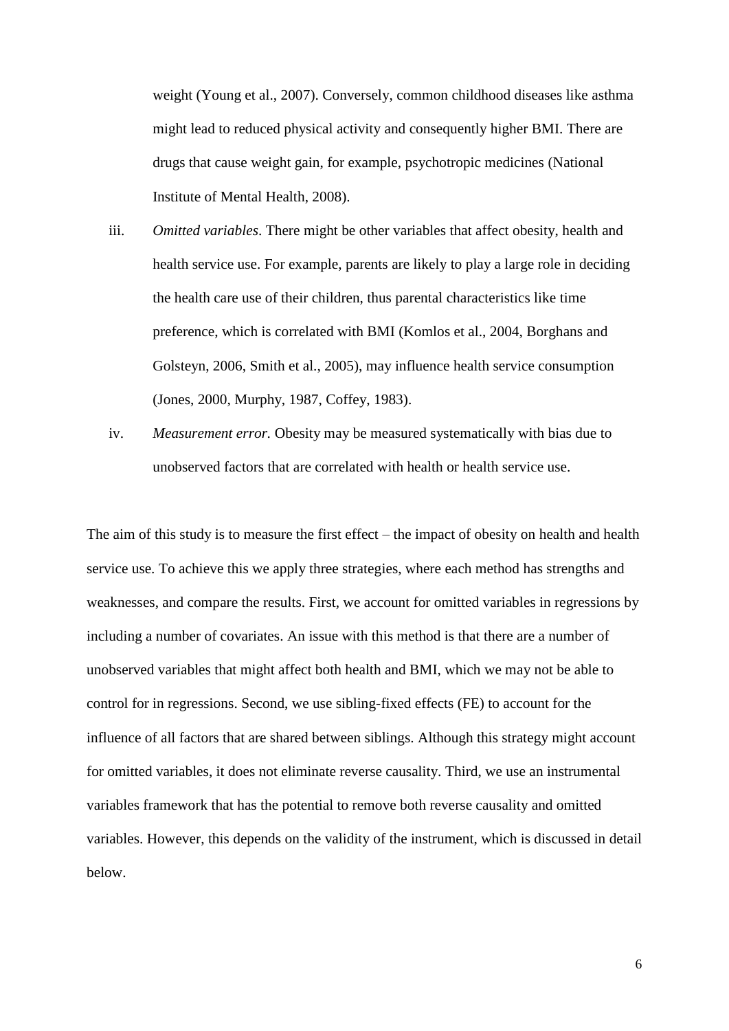weight (Young et al., 2007). Conversely, common childhood diseases like asthma might lead to reduced physical activity and consequently higher BMI. There are drugs that cause weight gain, for example, psychotropic medicines (National Institute of Mental Health, 2008).

iii. *Omitted variables*. There might be other variables that affect obesity, health and health service use. For example, parents are likely to play a large role in deciding the health care use of their children, thus parental characteristics like time preference, which is correlated with BMI (Komlos et al., 2004, Borghans and Golsteyn, 2006, Smith et al., 2005), may influence health service consumption (Jones, 2000, Murphy, 1987, Coffey, 1983).

iv. *Measurement error.* Obesity may be measured systematically with bias due to unobserved factors that are correlated with health or health service use.

The aim of this study is to measure the first effect – the impact of obesity on health and health service use. To achieve this we apply three strategies, where each method has strengths and weaknesses, and compare the results. First, we account for omitted variables in regressions by including a number of covariates. An issue with this method is that there are a number of unobserved variables that might affect both health and BMI, which we may not be able to control for in regressions. Second, we use sibling-fixed effects (FE) to account for the influence of all factors that are shared between siblings. Although this strategy might account for omitted variables, it does not eliminate reverse causality. Third, we use an instrumental variables framework that has the potential to remove both reverse causality and omitted variables. However, this depends on the validity of the instrument, which is discussed in detail below.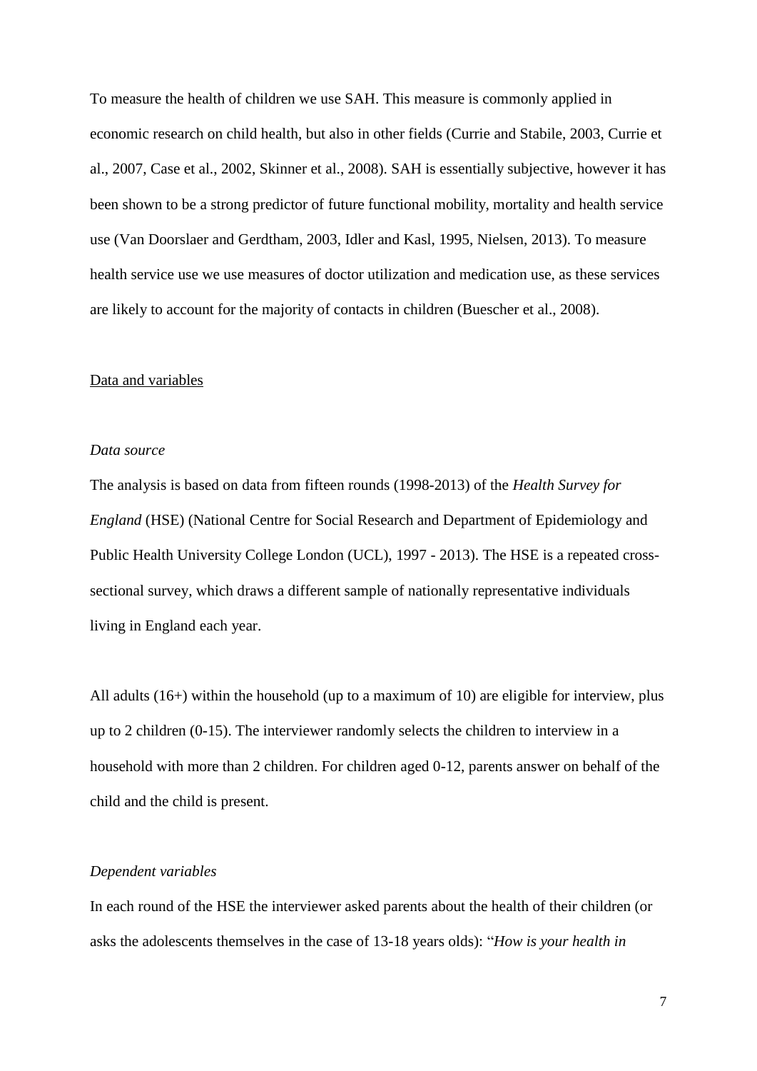To measure the health of children we use SAH. This measure is commonly applied in economic research on child health, but also in other fields (Currie and Stabile, 2003, Currie et al., 2007, Case et al., 2002, Skinner et al., 2008). SAH is essentially subjective, however it has been shown to be a strong predictor of future functional mobility, mortality and health service use (Van Doorslaer and Gerdtham, 2003, Idler and Kasl, 1995, Nielsen, 2013). To measure health service use we use measures of doctor utilization and medication use, as these services are likely to account for the majority of contacts in children (Buescher et al., 2008).

## Data and variables

### *Data source*

The analysis is based on data from fifteen rounds (1998-2013) of the *Health Survey for England* (HSE) (National Centre for Social Research and Department of Epidemiology and Public Health University College London (UCL), 1997 - 2013). The HSE is a repeated cross-sectional survey, which draws a different sample of nationally representative individuals living in England each year.

All adults (16+) within the household (up to a maximum of 10) are eligible for interview, plus up to 2 children (0-15). The interviewer randomly selects the children to interview in a household with more than 2 children. For children aged 0-12, parents answer on behalf of the child and the child is present.

### *Dependent variables*

In each round of the HSE the interviewer asked parents about the health of their children (or asks the adolescents themselves in the case of 13-18 years olds): "*How is your health in*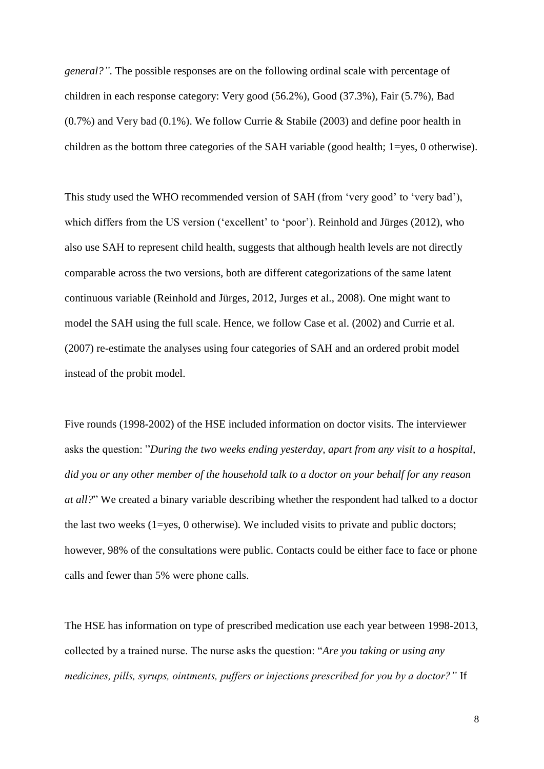*general?".* The possible responses are on the following ordinal scale with percentage of children in each response category: Very good (56.2%), Good (37.3%), Fair (5.7%), Bad (0.7%) and Very bad (0.1%). We follow Currie & Stabile (2003) and define poor health in children as the bottom three categories of the SAH variable (good health; 1=yes, 0 otherwise).

This study used the WHO recommended version of SAH (from 'very good' to 'very bad'), which differs from the US version ('excellent' to 'poor'). Reinhold and Jürges (2012), who also use SAH to represent child health, suggests that although health levels are not directly comparable across the two versions, both are different categorizations of the same latent continuous variable (Reinhold and Jürges, 2012, Jurges et al., 2008). One might want to model the SAH using the full scale. Hence, we follow Case et al. (2002) and Currie et al. (2007) re-estimate the analyses using four categories of SAH and an ordered probit model instead of the probit model.

Five rounds (1998-2002) of the HSE included information on doctor visits. The interviewer asks the question: "*During the two weeks ending yesterday, apart from any visit to a hospital, did you or any other member of the household talk to a doctor on your behalf for any reason at all?*" We created a binary variable describing whether the respondent had talked to a doctor the last two weeks (1=yes, 0 otherwise). We included visits to private and public doctors; however, 98% of the consultations were public. Contacts could be either face to face or phone calls and fewer than 5% were phone calls.

The HSE has information on type of prescribed medication use each year between 1998-2013, collected by a trained nurse. The nurse asks the question: "*Are you taking or using any medicines, pills, syrups, ointments, puffers or injections prescribed for you by a doctor?"* If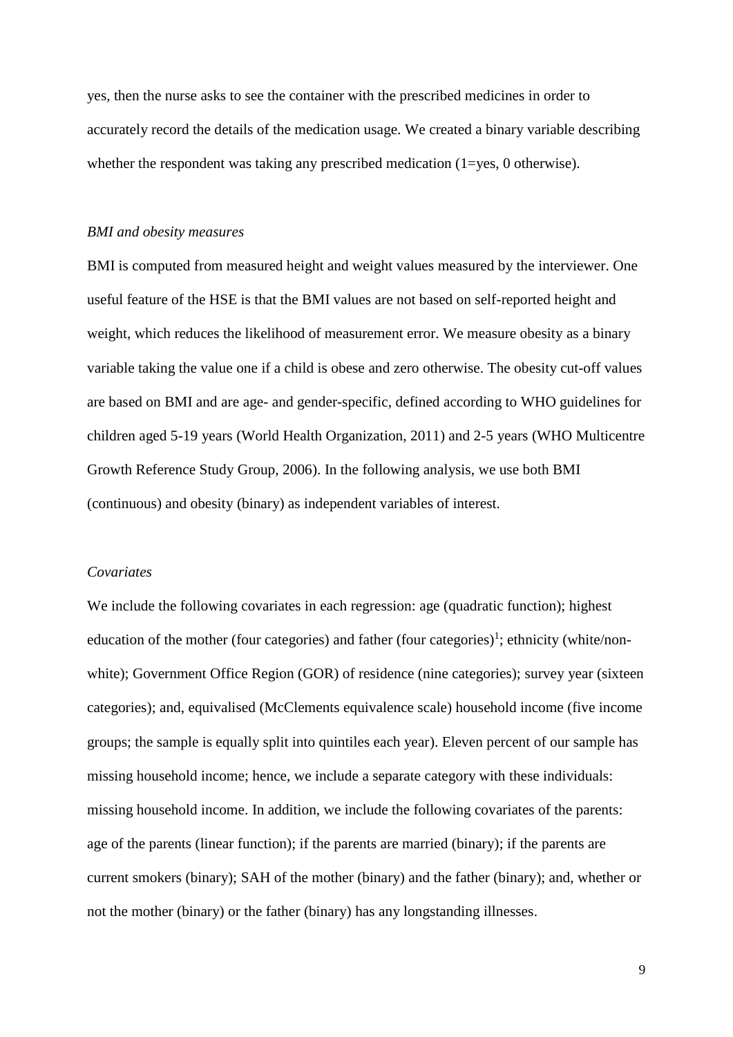yes, then the nurse asks to see the container with the prescribed medicines in order to accurately record the details of the medication usage. We created a binary variable describing whether the respondent was taking any prescribed medication (1=yes, 0 otherwise).

*BMI and obesity measures*

BMI is computed from measured height and weight values measured by the interviewer. One useful feature of the HSE is that the BMI values are not based on self-reported height and weight, which reduces the likelihood of measurement error. We measure obesity as a binary variable taking the value one if a child is obese and zero otherwise. The obesity cut-off values are based on BMI and are age- and gender-specific, defined according to WHO guidelines for children aged 5-19 years (World Health Organization, 2011) and 2-5 years (WHO Multicentre Growth Reference Study Group, 2006). In the following analysis, we use both BMI (continuous) and obesity (binary) as independent variables of interest.

*Covariates*

We include the following covariates in each regression: age (quadratic function); highest education of the mother (four categories) and father (four categories)[1]; ethnicity (white/non-white); Government Office Region (GOR) of residence (nine categories); survey year (sixteen categories); and, equivalised (McClements equivalence scale) household income (five income groups; the sample is equally split into quintiles each year). Eleven percent of our sample has missing household income; hence, we include a separate category with these individuals: missing household income. In addition, we include the following covariates of the parents: age of the parents (linear function); if the parents are married (binary); if the parents are current smokers (binary); SAH of the mother (binary) and the father (binary); and, whether or not the mother (binary) or the father (binary) has any longstanding illnesses.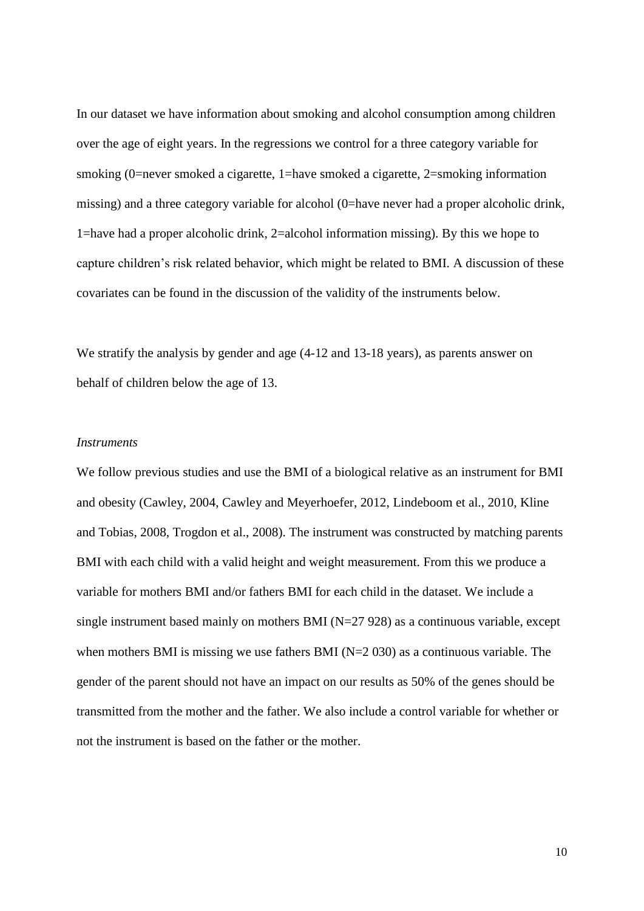In our dataset we have information about smoking and alcohol consumption among children over the age of eight years. In the regressions we control for a three category variable for smoking (0=never smoked a cigarette, 1=have smoked a cigarette, 2=smoking information missing) and a three category variable for alcohol (0=have never had a proper alcoholic drink, 1=have had a proper alcoholic drink, 2=alcohol information missing). By this we hope to capture children's risk related behavior, which might be related to BMI. A discussion of these covariates can be found in the discussion of the validity of the instruments below.

We stratify the analysis by gender and age (4-12 and 13-18 years), as parents answer on behalf of children below the age of 13.

*Instruments*

We follow previous studies and use the BMI of a biological relative as an instrument for BMI and obesity (Cawley, 2004, Cawley and Meyerhoefer, 2012, Lindeboom et al., 2010, Kline and Tobias, 2008, Trogdon et al., 2008). The instrument was constructed by matching parents BMI with each child with a valid height and weight measurement. From this we produce a variable for mothers BMI and/or fathers BMI for each child in the dataset. We include a single instrument based mainly on mothers BMI (N=27 928) as a continuous variable, except when mothers BMI is missing we use fathers BMI (N=2 030) as a continuous variable. The gender of the parent should not have an impact on our results as 50% of the genes should be transmitted from the mother and the father. We also include a control variable for whether or not the instrument is based on the father or the mother.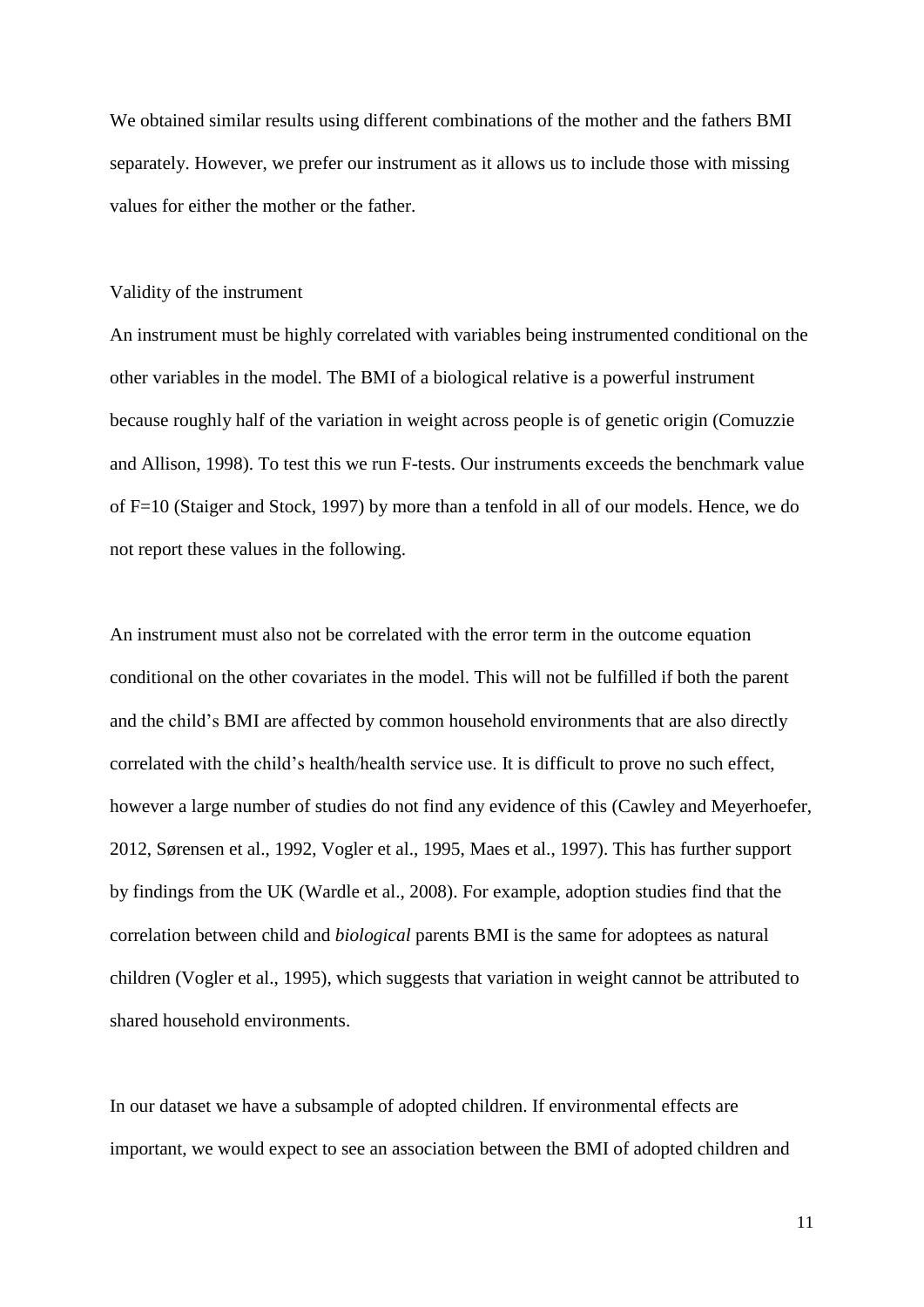We obtained similar results using different combinations of the mother and the fathers BMI separately. However, we prefer our instrument as it allows us to include those with missing values for either the mother or the father.

Validity of the instrument

An instrument must be highly correlated with variables being instrumented conditional on the other variables in the model. The BMI of a biological relative is a powerful instrument because roughly half of the variation in weight across people is of genetic origin (Comuzzie and Allison, 1998). To test this we run F-tests. Our instruments exceeds the benchmark value of F=10 (Staiger and Stock, 1997) by more than a tenfold in all of our models. Hence, we do not report these values in the following.

An instrument must also not be correlated with the error term in the outcome equation conditional on the other covariates in the model. This will not be fulfilled if both the parent and the child's BMI are affected by common household environments that are also directly correlated with the child's health/health service use. It is difficult to prove no such effect, however a large number of studies do not find any evidence of this (Cawley and Meyerhoefer, 2012, Sørensen et al., 1992, Vogler et al., 1995, Maes et al., 1997). This has further support by findings from the UK (Wardle et al., 2008). For example, adoption studies find that the correlation between child and *biological* parents BMI is the same for adoptees as natural children (Vogler et al., 1995), which suggests that variation in weight cannot be attributed to shared household environments.

In our dataset we have a subsample of adopted children. If environmental effects are important, we would expect to see an association between the BMI of adopted children and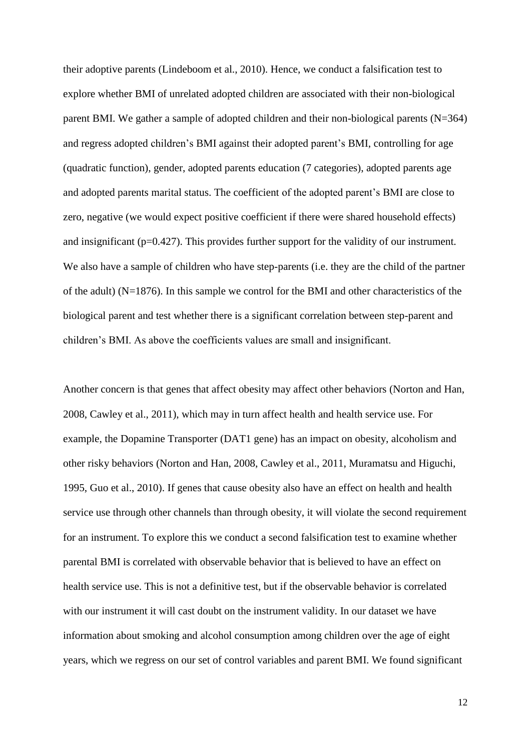their adoptive parents (Lindeboom et al., 2010). Hence, we conduct a falsification test to explore whether BMI of unrelated adopted children are associated with their non-biological parent BMI. We gather a sample of adopted children and their non-biological parents (N=364) and regress adopted children's BMI against their adopted parent's BMI, controlling for age (quadratic function), gender, adopted parents education (7 categories), adopted parents age and adopted parents marital status. The coefficient of the adopted parent's BMI are close to zero, negative (we would expect positive coefficient if there were shared household effects) and insignificant (p=0.427). This provides further support for the validity of our instrument. We also have a sample of children who have step-parents (i.e. they are the child of the partner of the adult) (N=1876). In this sample we control for the BMI and other characteristics of the biological parent and test whether there is a significant correlation between step-parent and children's BMI. As above the coefficients values are small and insignificant.

Another concern is that genes that affect obesity may affect other behaviors (Norton and Han, 2008, Cawley et al., 2011), which may in turn affect health and health service use. For example, the Dopamine Transporter (DAT1 gene) has an impact on obesity, alcoholism and other risky behaviors (Norton and Han, 2008, Cawley et al., 2011, Muramatsu and Higuchi, 1995, Guo et al., 2010). If genes that cause obesity also have an effect on health and health service use through other channels than through obesity, it will violate the second requirement for an instrument. To explore this we conduct a second falsification test to examine whether parental BMI is correlated with observable behavior that is believed to have an effect on health service use. This is not a definitive test, but if the observable behavior is correlated with our instrument it will cast doubt on the instrument validity. In our dataset we have information about smoking and alcohol consumption among children over the age of eight years, which we regress on our set of control variables and parent BMI. We found significant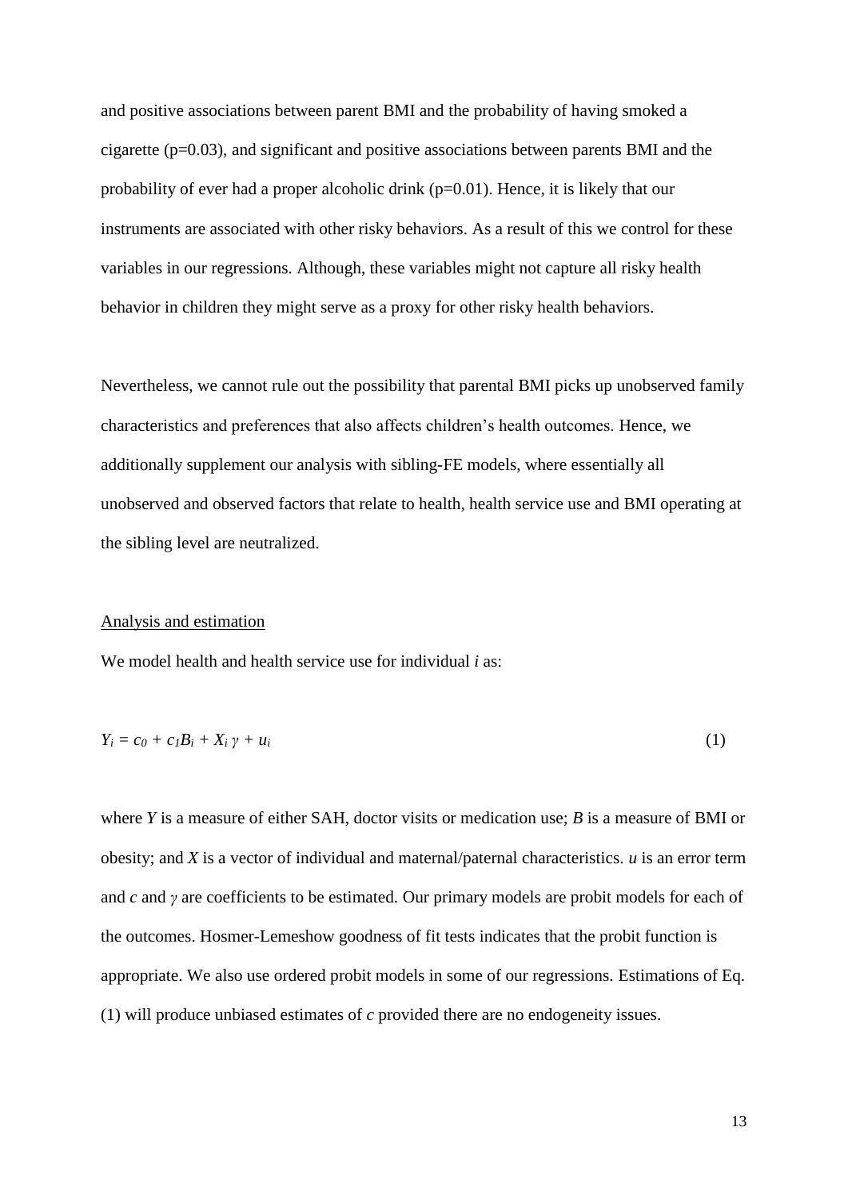and positive associations between parent BMI and the probability of having smoked a cigarette ($p=0.03$), and significant and positive associations between parents BMI and the probability of ever had a proper alcoholic drink ($p=0.01$). Hence, it is likely that our instruments are associated with other risky behaviors. As a result of this we control for these variables in our regressions. Although, these variables might not capture all risky health behavior in children they might serve as a proxy for other risky health behaviors.

Nevertheless, we cannot rule out the possibility that parental BMI picks up unobserved family characteristics and preferences that also affects children's health outcomes. Hence, we additionally supplement our analysis with sibling-FE models, where essentially all unobserved and observed factors that relate to health, health service use and BMI operating at the sibling level are neutralized.

Analysis and estimation

We model health and health service use for individual *i* as:

$$Y_i = c_0 + c_1 B_i + X_i \gamma + u_i \tag{1}$$

where $Y$ is a measure of either SAH, doctor visits or medication use; $B$ is a measure of BMI or obesity; and $X$ is a vector of individual and maternal/paternal characteristics. $u$ is an error term and $c$ and $\gamma$ are coefficients to be estimated. Our primary models are probit models for each of the outcomes. Hosmer-Lemeshow goodness of fit tests indicates that the probit function is appropriate. We also use ordered probit models in some of our regressions. Estimations of Eq. (1) will produce unbiased estimates of $c$ provided there are no endogeneity issues.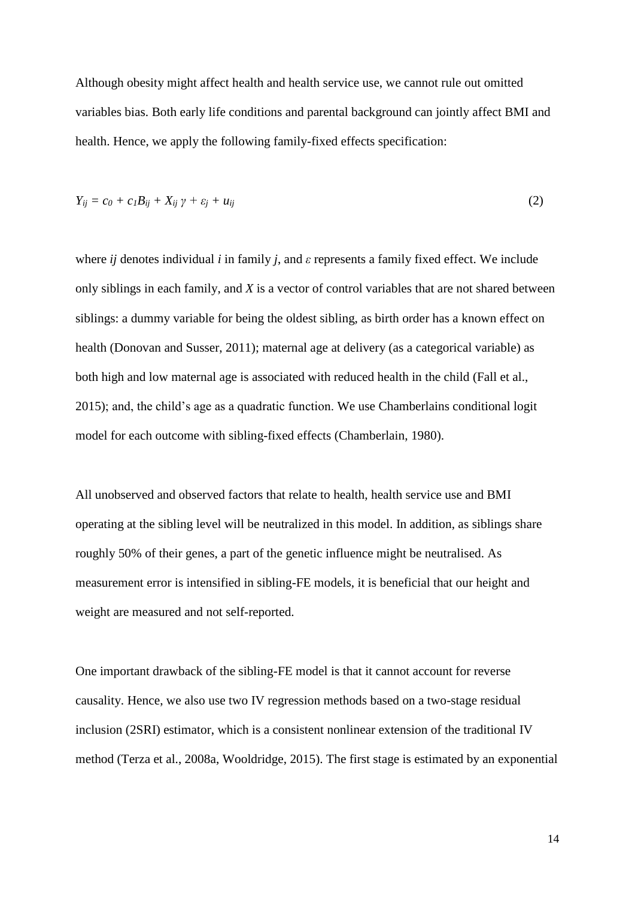Although obesity might affect health and health service use, we cannot rule out omitted variables bias. Both early life conditions and parental background can jointly affect BMI and health. Hence, we apply the following family-fixed effects specification:

$$Y_{ij} = c_0 + c_1 B_{ij} + X_{ij}\,\gamma + \varepsilon_j + u_{ij} \tag{2}$$

where $ij$ denotes individual $i$ in family $j$, and $\varepsilon$ represents a family fixed effect. We include only siblings in each family, and $X$ is a vector of control variables that are not shared between siblings: a dummy variable for being the oldest sibling, as birth order has a known effect on health (Donovan and Susser, 2011); maternal age at delivery (as a categorical variable) as both high and low maternal age is associated with reduced health in the child (Fall et al., 2015); and, the child's age as a quadratic function. We use Chamberlains conditional logit model for each outcome with sibling-fixed effects (Chamberlain, 1980).

All unobserved and observed factors that relate to health, health service use and BMI operating at the sibling level will be neutralized in this model. In addition, as siblings share roughly 50% of their genes, a part of the genetic influence might be neutralised. As measurement error is intensified in sibling-FE models, it is beneficial that our height and weight are measured and not self-reported.

One important drawback of the sibling-FE model is that it cannot account for reverse causality. Hence, we also use two IV regression methods based on a two-stage residual inclusion (2SRI) estimator, which is a consistent nonlinear extension of the traditional IV method (Terza et al., 2008a, Wooldridge, 2015). The first stage is estimated by an exponential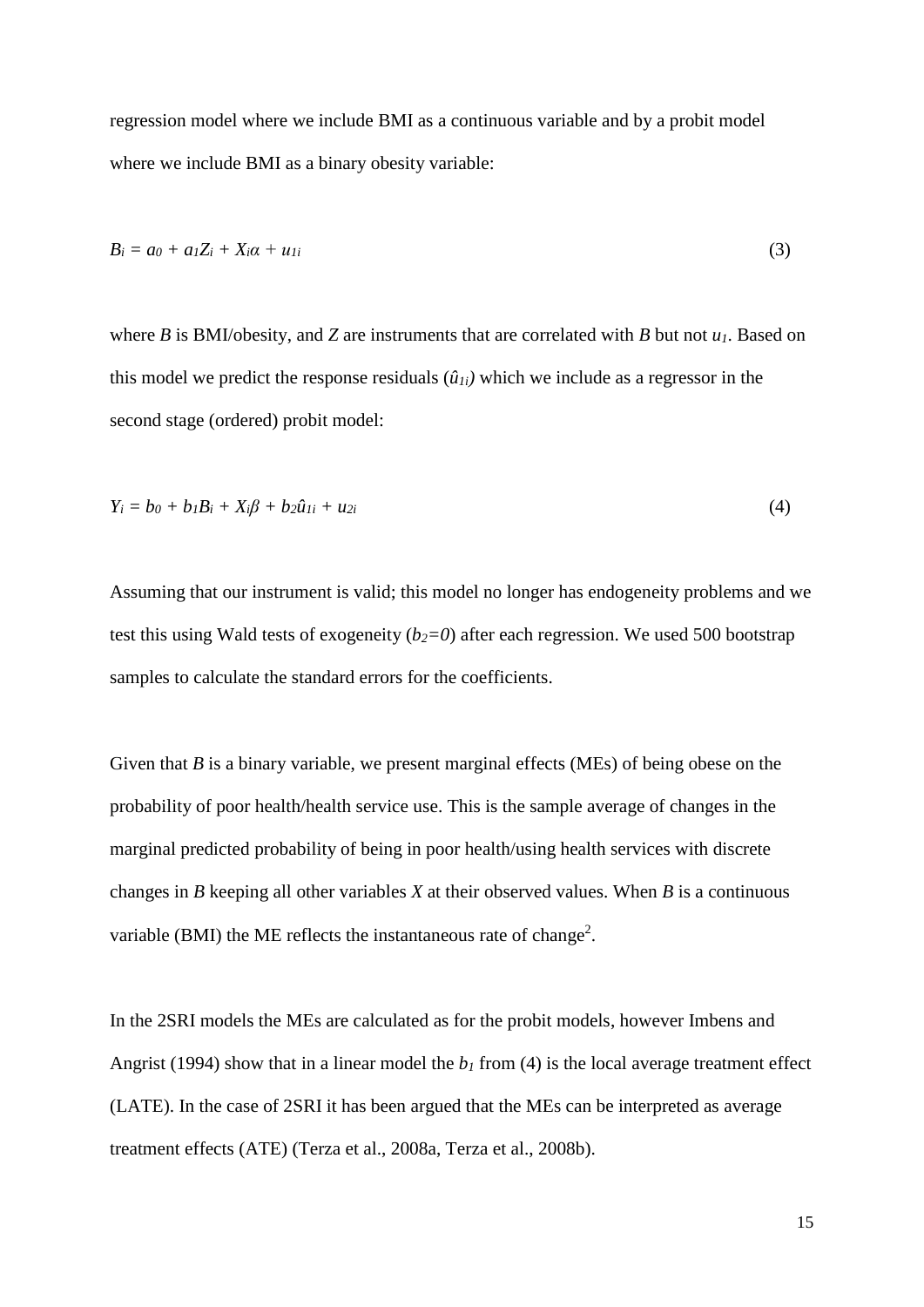regression model where we include BMI as a continuous variable and by a probit model where we include BMI as a binary obesity variable:

$$B_i = a_0 + a_1 Z_i + X_i \alpha + u_{1i} \tag{3}$$

where $B$ is BMI/obesity, and $Z$ are instruments that are correlated with $B$ but not $u_1$. Based on this model we predict the response residuals ($\hat{u}_{1i}$) which we include as a regressor in the second stage (ordered) probit model:

$$Y_i = b_0 + b_1 B_i + X_i \beta + b_2 \hat{u}_{1i} + u_{2i} \tag{4}$$

Assuming that our instrument is valid; this model no longer has endogeneity problems and we test this using Wald tests of exogeneity ($b_2 = 0$) after each regression. We used 500 bootstrap samples to calculate the standard errors for the coefficients.

Given that $B$ is a binary variable, we present marginal effects (MEs) of being obese on the probability of poor health/health service use. This is the sample average of changes in the marginal predicted probability of being in poor health/using health services with discrete changes in $B$ keeping all other variables $X$ at their observed values. When $B$ is a continuous variable (BMI) the ME reflects the instantaneous rate of change[2].

In the 2SRI models the MEs are calculated as for the probit models, however Imbens and Angrist (1994) show that in a linear model the $b_1$ from (4) is the local average treatment effect (LATE). In the case of 2SRI it has been argued that the MEs can be interpreted as average treatment effects (ATE) (Terza et al., 2008a, Terza et al., 2008b).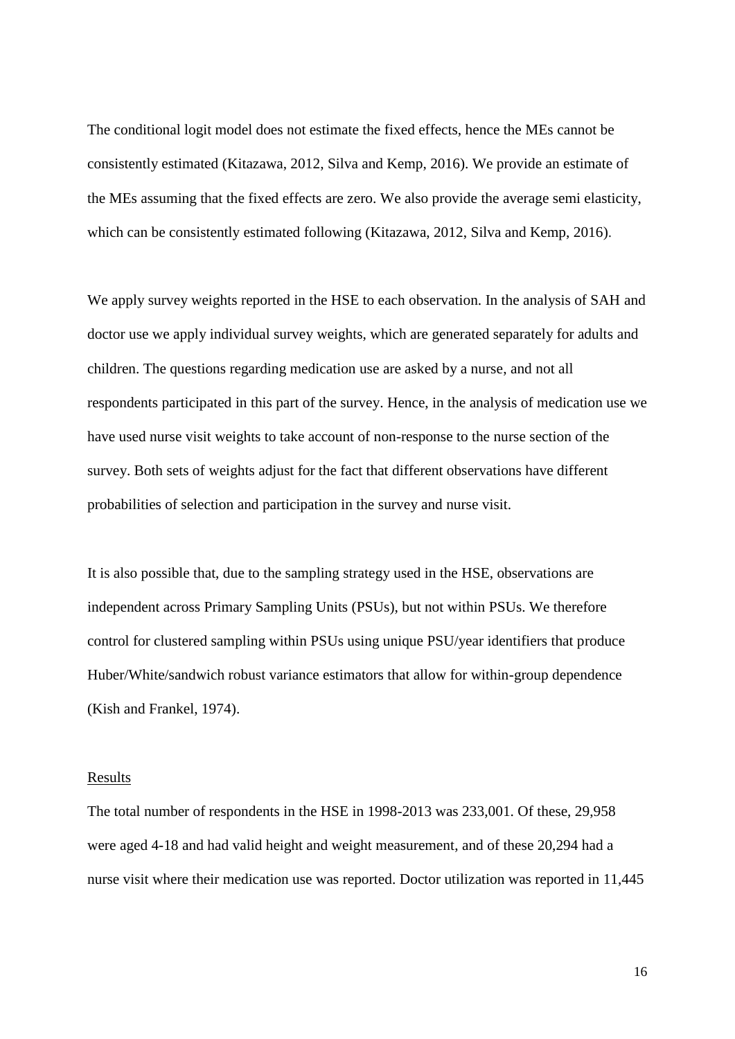The conditional logit model does not estimate the fixed effects, hence the MEs cannot be consistently estimated (Kitazawa, 2012, Silva and Kemp, 2016). We provide an estimate of the MEs assuming that the fixed effects are zero. We also provide the average semi elasticity, which can be consistently estimated following (Kitazawa, 2012, Silva and Kemp, 2016).

We apply survey weights reported in the HSE to each observation. In the analysis of SAH and doctor use we apply individual survey weights, which are generated separately for adults and children. The questions regarding medication use are asked by a nurse, and not all respondents participated in this part of the survey. Hence, in the analysis of medication use we have used nurse visit weights to take account of non-response to the nurse section of the survey. Both sets of weights adjust for the fact that different observations have different probabilities of selection and participation in the survey and nurse visit.

It is also possible that, due to the sampling strategy used in the HSE, observations are independent across Primary Sampling Units (PSUs), but not within PSUs. We therefore control for clustered sampling within PSUs using unique PSU/year identifiers that produce Huber/White/sandwich robust variance estimators that allow for within-group dependence (Kish and Frankel, 1974).

## Results

The total number of respondents in the HSE in 1998-2013 was 233,001. Of these, 29,958 were aged 4-18 and had valid height and weight measurement, and of these 20,294 had a nurse visit where their medication use was reported. Doctor utilization was reported in 11,445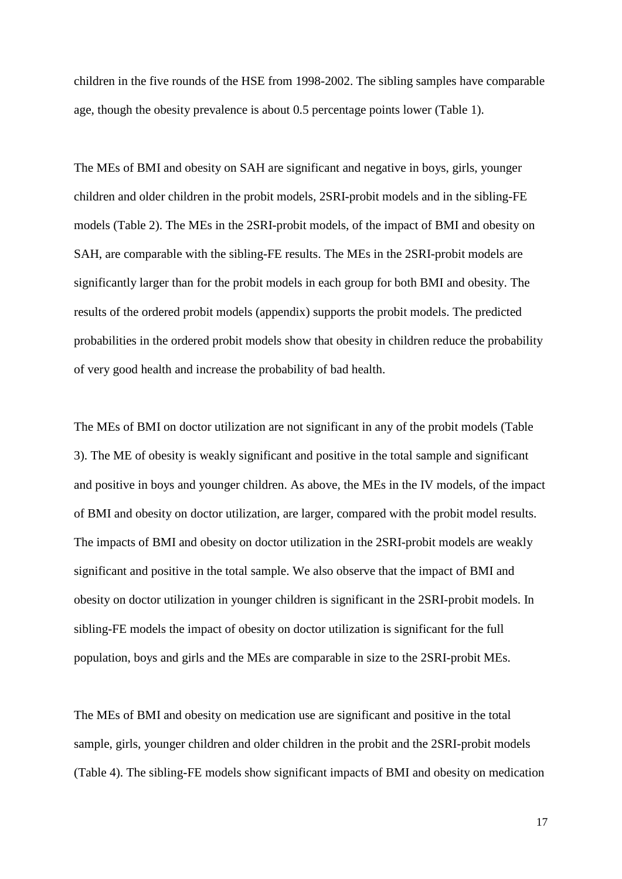children in the five rounds of the HSE from 1998-2002. The sibling samples have comparable age, though the obesity prevalence is about 0.5 percentage points lower (Table 1).

The MEs of BMI and obesity on SAH are significant and negative in boys, girls, younger children and older children in the probit models, 2SRI-probit models and in the sibling-FE models (Table 2). The MEs in the 2SRI-probit models, of the impact of BMI and obesity on SAH, are comparable with the sibling-FE results. The MEs in the 2SRI-probit models are significantly larger than for the probit models in each group for both BMI and obesity. The results of the ordered probit models (appendix) supports the probit models. The predicted probabilities in the ordered probit models show that obesity in children reduce the probability of very good health and increase the probability of bad health.

The MEs of BMI on doctor utilization are not significant in any of the probit models (Table 3). The ME of obesity is weakly significant and positive in the total sample and significant and positive in boys and younger children. As above, the MEs in the IV models, of the impact of BMI and obesity on doctor utilization, are larger, compared with the probit model results. The impacts of BMI and obesity on doctor utilization in the 2SRI-probit models are weakly significant and positive in the total sample. We also observe that the impact of BMI and obesity on doctor utilization in younger children is significant in the 2SRI-probit models. In sibling-FE models the impact of obesity on doctor utilization is significant for the full population, boys and girls and the MEs are comparable in size to the 2SRI-probit MEs.

The MEs of BMI and obesity on medication use are significant and positive in the total sample, girls, younger children and older children in the probit and the 2SRI-probit models (Table 4). The sibling-FE models show significant impacts of BMI and obesity on medication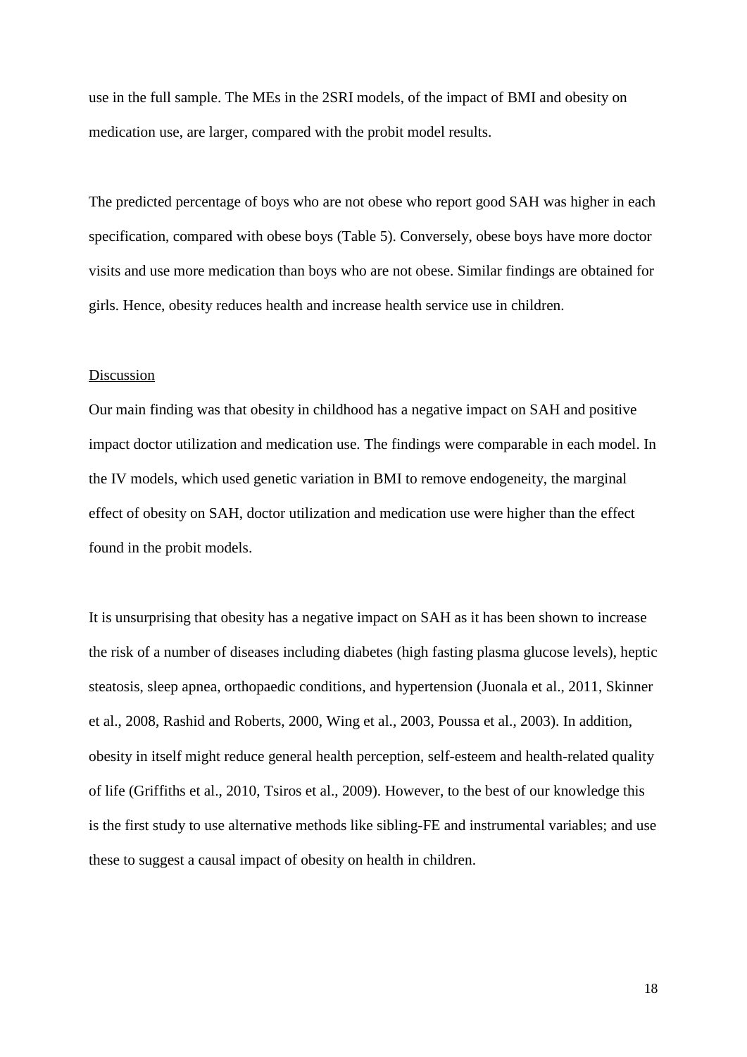use in the full sample. The MEs in the 2SRI models, of the impact of BMI and obesity on medication use, are larger, compared with the probit model results.

The predicted percentage of boys who are not obese who report good SAH was higher in each specification, compared with obese boys (Table 5). Conversely, obese boys have more doctor visits and use more medication than boys who are not obese. Similar findings are obtained for girls. Hence, obesity reduces health and increase health service use in children.

## Discussion

Our main finding was that obesity in childhood has a negative impact on SAH and positive impact doctor utilization and medication use. The findings were comparable in each model. In the IV models, which used genetic variation in BMI to remove endogeneity, the marginal effect of obesity on SAH, doctor utilization and medication use were higher than the effect found in the probit models.

It is unsurprising that obesity has a negative impact on SAH as it has been shown to increase the risk of a number of diseases including diabetes (high fasting plasma glucose levels), heptic steatosis, sleep apnea, orthopaedic conditions, and hypertension (Juonala et al., 2011, Skinner et al., 2008, Rashid and Roberts, 2000, Wing et al., 2003, Poussa et al., 2003). In addition, obesity in itself might reduce general health perception, self-esteem and health-related quality of life (Griffiths et al., 2010, Tsiros et al., 2009). However, to the best of our knowledge this is the first study to use alternative methods like sibling-FE and instrumental variables; and use these to suggest a causal impact of obesity on health in children.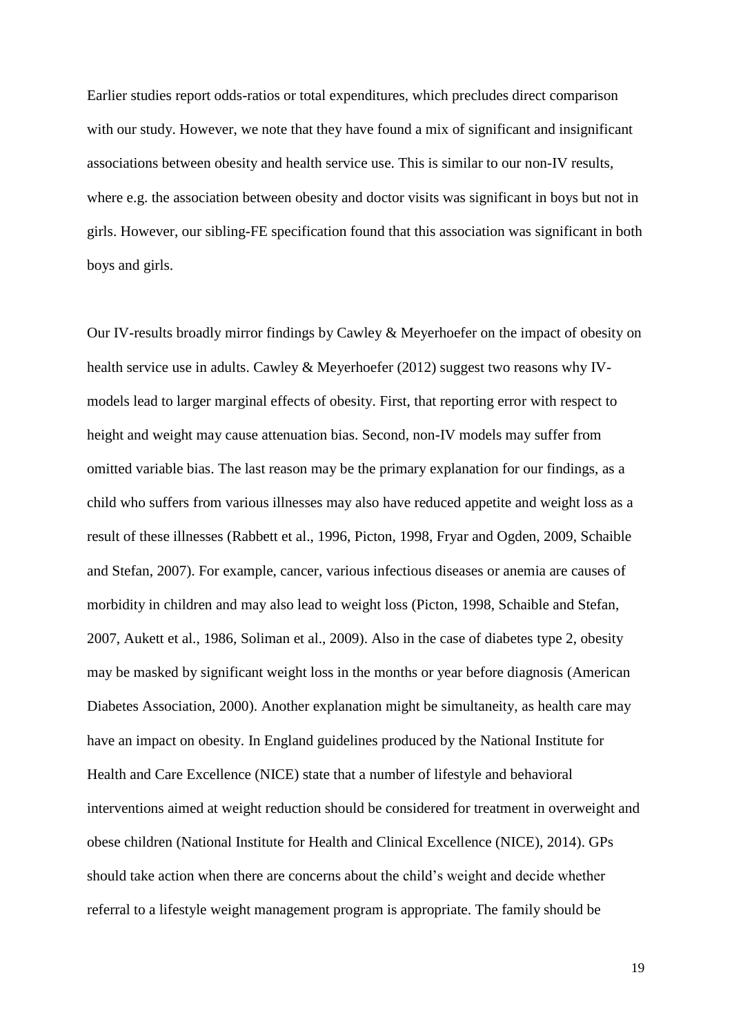Earlier studies report odds-ratios or total expenditures, which precludes direct comparison with our study. However, we note that they have found a mix of significant and insignificant associations between obesity and health service use. This is similar to our non-IV results, where e.g. the association between obesity and doctor visits was significant in boys but not in girls. However, our sibling-FE specification found that this association was significant in both boys and girls.

Our IV-results broadly mirror findings by Cawley & Meyerhoefer on the impact of obesity on health service use in adults. Cawley & Meyerhoefer (2012) suggest two reasons why IV-models lead to larger marginal effects of obesity. First, that reporting error with respect to height and weight may cause attenuation bias. Second, non-IV models may suffer from omitted variable bias. The last reason may be the primary explanation for our findings, as a child who suffers from various illnesses may also have reduced appetite and weight loss as a result of these illnesses (Rabbett et al., 1996, Picton, 1998, Fryar and Ogden, 2009, Schaible and Stefan, 2007). For example, cancer, various infectious diseases or anemia are causes of morbidity in children and may also lead to weight loss (Picton, 1998, Schaible and Stefan, 2007, Aukett et al., 1986, Soliman et al., 2009). Also in the case of diabetes type 2, obesity may be masked by significant weight loss in the months or year before diagnosis (American Diabetes Association, 2000). Another explanation might be simultaneity, as health care may have an impact on obesity. In England guidelines produced by the National Institute for Health and Care Excellence (NICE) state that a number of lifestyle and behavioral interventions aimed at weight reduction should be considered for treatment in overweight and obese children (National Institute for Health and Clinical Excellence (NICE), 2014). GPs should take action when there are concerns about the child's weight and decide whether referral to a lifestyle weight management program is appropriate. The family should be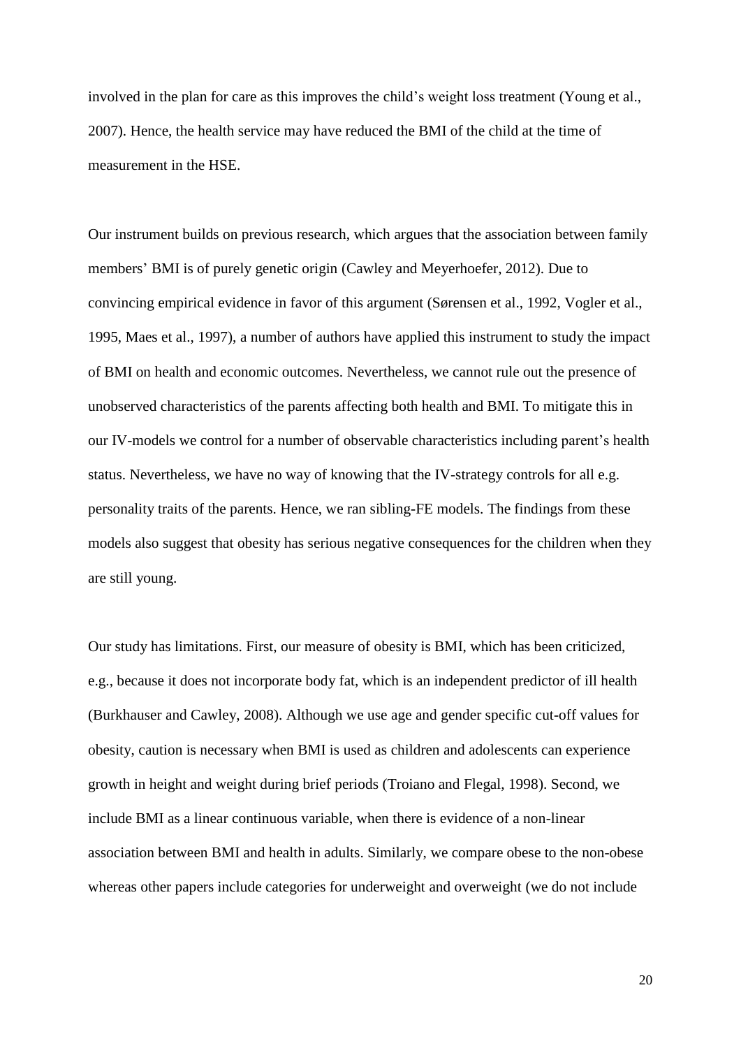involved in the plan for care as this improves the child's weight loss treatment (Young et al., 2007). Hence, the health service may have reduced the BMI of the child at the time of measurement in the HSE.

Our instrument builds on previous research, which argues that the association between family members' BMI is of purely genetic origin (Cawley and Meyerhoefer, 2012). Due to convincing empirical evidence in favor of this argument (Sørensen et al., 1992, Vogler et al., 1995, Maes et al., 1997), a number of authors have applied this instrument to study the impact of BMI on health and economic outcomes. Nevertheless, we cannot rule out the presence of unobserved characteristics of the parents affecting both health and BMI. To mitigate this in our IV-models we control for a number of observable characteristics including parent's health status. Nevertheless, we have no way of knowing that the IV-strategy controls for all e.g. personality traits of the parents. Hence, we ran sibling-FE models. The findings from these models also suggest that obesity has serious negative consequences for the children when they are still young.

Our study has limitations. First, our measure of obesity is BMI, which has been criticized, e.g., because it does not incorporate body fat, which is an independent predictor of ill health (Burkhauser and Cawley, 2008). Although we use age and gender specific cut-off values for obesity, caution is necessary when BMI is used as children and adolescents can experience growth in height and weight during brief periods (Troiano and Flegal, 1998). Second, we include BMI as a linear continuous variable, when there is evidence of a non-linear association between BMI and health in adults. Similarly, we compare obese to the non-obese whereas other papers include categories for underweight and overweight (we do not include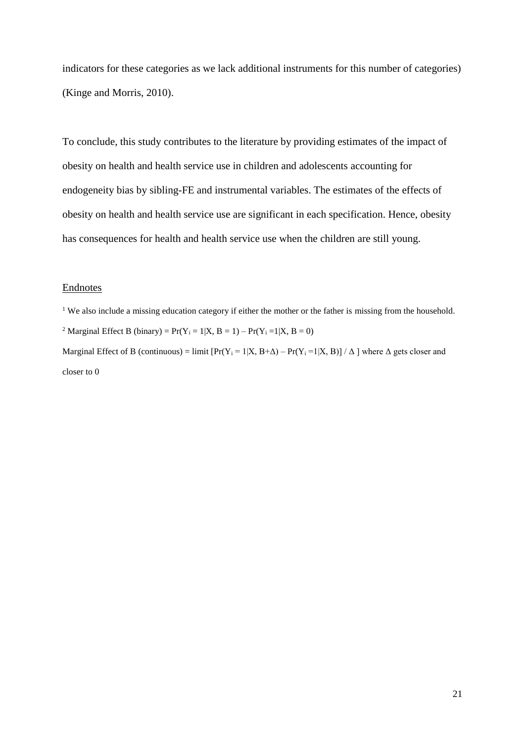indicators for these categories as we lack additional instruments for this number of categories) (Kinge and Morris, 2010).

To conclude, this study contributes to the literature by providing estimates of the impact of obesity on health and health service use in children and adolescents accounting for endogeneity bias by sibling-FE and instrumental variables. The estimates of the effects of obesity on health and health service use are significant in each specification. Hence, obesity has consequences for health and health service use when the children are still young.

## Endnotes

[1] We also include a missing education category if either the mother or the father is missing from the household.

[2] Marginal Effect B (binary) = $\Pr(Y_i = 1|X, B = 1) - \Pr(Y_i = 1|X, B = 0)$

Marginal Effect of B (continuous) = limit $[\Pr(Y_i = 1|X, B+\Delta) - \Pr(Y_i = 1|X, B)] / \Delta$ ] where $\Delta$ gets closer and closer to 0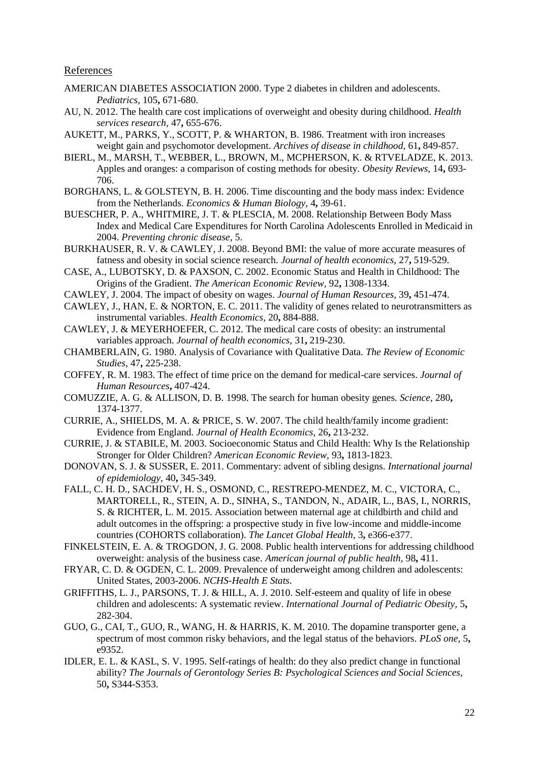References

AMERICAN DIABETES ASSOCIATION 2000. Type 2 diabetes in children and adolescents. *Pediatrics,* 105**,** 671-680.

AU, N. 2012. The health care cost implications of overweight and obesity during childhood. *Health services research,* 47**,** 655-676.

AUKETT, M., PARKS, Y., SCOTT, P. & WHARTON, B. 1986. Treatment with iron increases weight gain and psychomotor development. *Archives of disease in childhood,* 61**,** 849-857.

BIERL, M., MARSH, T., WEBBER, L., BROWN, M., MCPHERSON, K. & RTVELADZE, K. 2013. Apples and oranges: a comparison of costing methods for obesity. *Obesity Reviews,* 14**,** 693-706.

BORGHANS, L. & GOLSTEYN, B. H. 2006. Time discounting and the body mass index: Evidence from the Netherlands. *Economics & Human Biology,* 4**,** 39-61.

BUESCHER, P. A., WHITMIRE, J. T. & PLESCIA, M. 2008. Relationship Between Body Mass Index and Medical Care Expenditures for North Carolina Adolescents Enrolled in Medicaid in 2004. *Preventing chronic disease,* 5.

BURKHAUSER, R. V. & CAWLEY, J. 2008. Beyond BMI: the value of more accurate measures of fatness and obesity in social science research. *Journal of health economics,* 27**,** 519-529.

CASE, A., LUBOTSKY, D. & PAXSON, C. 2002. Economic Status and Health in Childhood: The Origins of the Gradient. *The American Economic Review,* 92**,** 1308-1334.

CAWLEY, J. 2004. The impact of obesity on wages. *Journal of Human Resources,* 39**,** 451-474.

CAWLEY, J., HAN, E. & NORTON, E. C. 2011. The validity of genes related to neurotransmitters as instrumental variables. *Health Economics,* 20**,** 884-888.

CAWLEY, J. & MEYERHOEFER, C. 2012. The medical care costs of obesity: an instrumental variables approach. *Journal of health economics,* 31**,** 219-230.

CHAMBERLAIN, G. 1980. Analysis of Covariance with Qualitative Data. *The Review of Economic Studies,* 47**,** 225-238.

COFFEY, R. M. 1983. The effect of time price on the demand for medical-care services. *Journal of Human Resources***,** 407-424.

COMUZZIE, A. G. & ALLISON, D. B. 1998. The search for human obesity genes. *Science,* 280**,** 1374-1377.

CURRIE, A., SHIELDS, M. A. & PRICE, S. W. 2007. The child health/family income gradient: Evidence from England. *Journal of Health Economics,* 26**,** 213-232.

CURRIE, J. & STABILE, M. 2003. Socioeconomic Status and Child Health: Why Is the Relationship Stronger for Older Children? *American Economic Review,* 93**,** 1813-1823.

DONOVAN, S. J. & SUSSER, E. 2011. Commentary: advent of sibling designs. *International journal of epidemiology,* 40**,** 345-349.

FALL, C. H. D., SACHDEV, H. S., OSMOND, C., RESTREPO-MENDEZ, M. C., VICTORA, C., MARTORELL, R., STEIN, A. D., SINHA, S., TANDON, N., ADAIR, L., BAS, I., NORRIS, S. & RICHTER, L. M. 2015. Association between maternal age at childbirth and child and adult outcomes in the offspring: a prospective study in five low-income and middle-income countries (COHORTS collaboration). *The Lancet Global Health,* 3**,** e366-e377.

FINKELSTEIN, E. A. & TROGDON, J. G. 2008. Public health interventions for addressing childhood overweight: analysis of the business case. *American journal of public health,* 98**,** 411.

FRYAR, C. D. & OGDEN, C. L. 2009. Prevalence of underweight among children and adolescents: United States, 2003-2006. *NCHS-Health E Stats*.

GRIFFITHS, L. J., PARSONS, T. J. & HILL, A. J. 2010. Self-esteem and quality of life in obese children and adolescents: A systematic review. *International Journal of Pediatric Obesity,* 5**,** 282-304.

GUO, G., CAI, T., GUO, R., WANG, H. & HARRIS, K. M. 2010. The dopamine transporter gene, a spectrum of most common risky behaviors, and the legal status of the behaviors. *PLoS one,* 5**,** e9352.

IDLER, E. L. & KASL, S. V. 1995. Self-ratings of health: do they also predict change in functional ability? *The Journals of Gerontology Series B: Psychological Sciences and Social Sciences,* 50**,** S344-S353.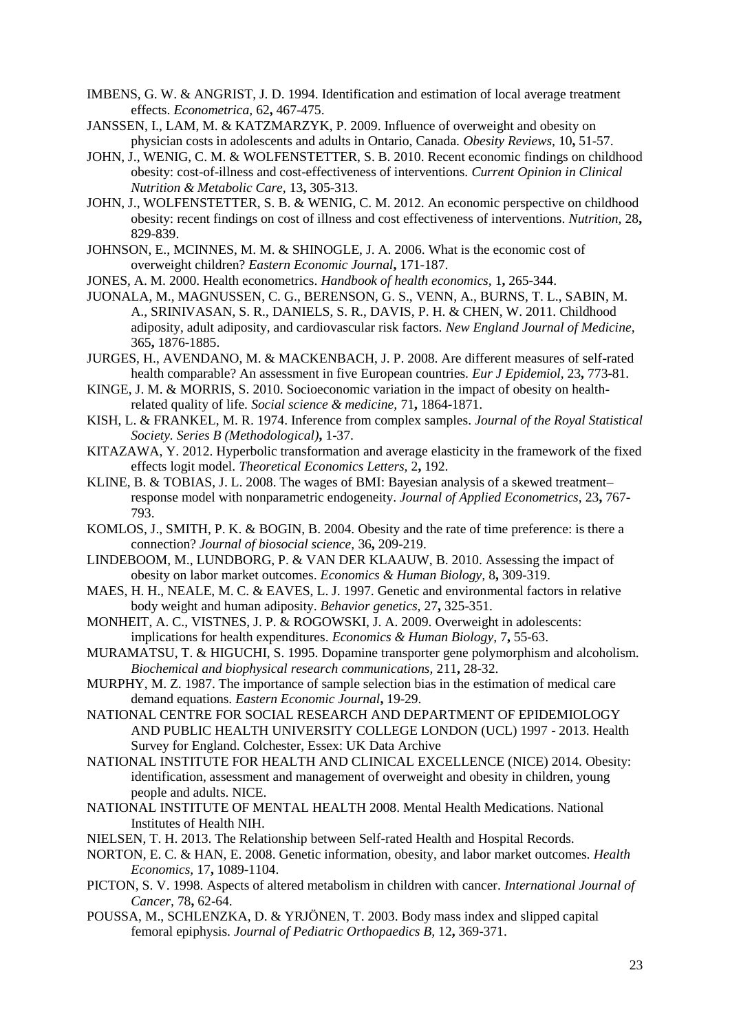IMBENS, G. W. & ANGRIST, J. D. 1994. Identification and estimation of local average treatment effects. *Econometrica,* 62**,** 467-475.

JANSSEN, I., LAM, M. & KATZMARZYK, P. 2009. Influence of overweight and obesity on physician costs in adolescents and adults in Ontario, Canada. *Obesity Reviews,* 10**,** 51-57.

JOHN, J., WENIG, C. M. & WOLFENSTETTER, S. B. 2010. Recent economic findings on childhood obesity: cost-of-illness and cost-effectiveness of interventions. *Current Opinion in Clinical Nutrition & Metabolic Care,* 13**,** 305-313.

JOHN, J., WOLFENSTETTER, S. B. & WENIG, C. M. 2012. An economic perspective on childhood obesity: recent findings on cost of illness and cost effectiveness of interventions. *Nutrition,* 28**,** 829-839.

JOHNSON, E., MCINNES, M. M. & SHINOGLE, J. A. 2006. What is the economic cost of overweight children? *Eastern Economic Journal***,** 171-187.

JONES, A. M. 2000. Health econometrics. *Handbook of health economics,* 1**,** 265-344.

JUONALA, M., MAGNUSSEN, C. G., BERENSON, G. S., VENN, A., BURNS, T. L., SABIN, M. A., SRINIVASAN, S. R., DANIELS, S. R., DAVIS, P. H. & CHEN, W. 2011. Childhood adiposity, adult adiposity, and cardiovascular risk factors. *New England Journal of Medicine,* 365**,** 1876-1885.

JURGES, H., AVENDANO, M. & MACKENBACH, J. P. 2008. Are different measures of self-rated health comparable? An assessment in five European countries. *Eur J Epidemiol,* 23**,** 773-81.

KINGE, J. M. & MORRIS, S. 2010. Socioeconomic variation in the impact of obesity on health-related quality of life. *Social science & medicine,* 71**,** 1864-1871.

KISH, L. & FRANKEL, M. R. 1974. Inference from complex samples. *Journal of the Royal Statistical Society. Series B (Methodological)***,** 1-37.

KITAZAWA, Y. 2012. Hyperbolic transformation and average elasticity in the framework of the fixed effects logit model. *Theoretical Economics Letters,* 2**,** 192.

KLINE, B. & TOBIAS, J. L. 2008. The wages of BMI: Bayesian analysis of a skewed treatment–response model with nonparametric endogeneity. *Journal of Applied Econometrics,* 23**,** 767-793.

KOMLOS, J., SMITH, P. K. & BOGIN, B. 2004. Obesity and the rate of time preference: is there a connection? *Journal of biosocial science,* 36**,** 209-219.

LINDEBOOM, M., LUNDBORG, P. & VAN DER KLAAUW, B. 2010. Assessing the impact of obesity on labor market outcomes. *Economics & Human Biology,* 8**,** 309-319.

MAES, H. H., NEALE, M. C. & EAVES, L. J. 1997. Genetic and environmental factors in relative body weight and human adiposity. *Behavior genetics,* 27**,** 325-351.

MONHEIT, A. C., VISTNES, J. P. & ROGOWSKI, J. A. 2009. Overweight in adolescents: implications for health expenditures. *Economics & Human Biology,* 7**,** 55-63.

MURAMATSU, T. & HIGUCHI, S. 1995. Dopamine transporter gene polymorphism and alcoholism. *Biochemical and biophysical research communications,* 211**,** 28-32.

MURPHY, M. Z. 1987. The importance of sample selection bias in the estimation of medical care demand equations. *Eastern Economic Journal***,** 19-29.

NATIONAL CENTRE FOR SOCIAL RESEARCH AND DEPARTMENT OF EPIDEMIOLOGY AND PUBLIC HEALTH UNIVERSITY COLLEGE LONDON (UCL) 1997 - 2013. Health Survey for England. Colchester, Essex: UK Data Archive

NATIONAL INSTITUTE FOR HEALTH AND CLINICAL EXCELLENCE (NICE) 2014. Obesity: identification, assessment and management of overweight and obesity in children, young people and adults. NICE.

NATIONAL INSTITUTE OF MENTAL HEALTH 2008. Mental Health Medications. National Institutes of Health NIH.

NIELSEN, T. H. 2013. The Relationship between Self-rated Health and Hospital Records.

NORTON, E. C. & HAN, E. 2008. Genetic information, obesity, and labor market outcomes. *Health Economics,* 17**,** 1089-1104.

PICTON, S. V. 1998. Aspects of altered metabolism in children with cancer. *International Journal of Cancer,* 78**,** 62-64.

POUSSA, M., SCHLENZKA, D. & YRJÖNEN, T. 2003. Body mass index and slipped capital femoral epiphysis. *Journal of Pediatric Orthopaedics B,* 12**,** 369-371.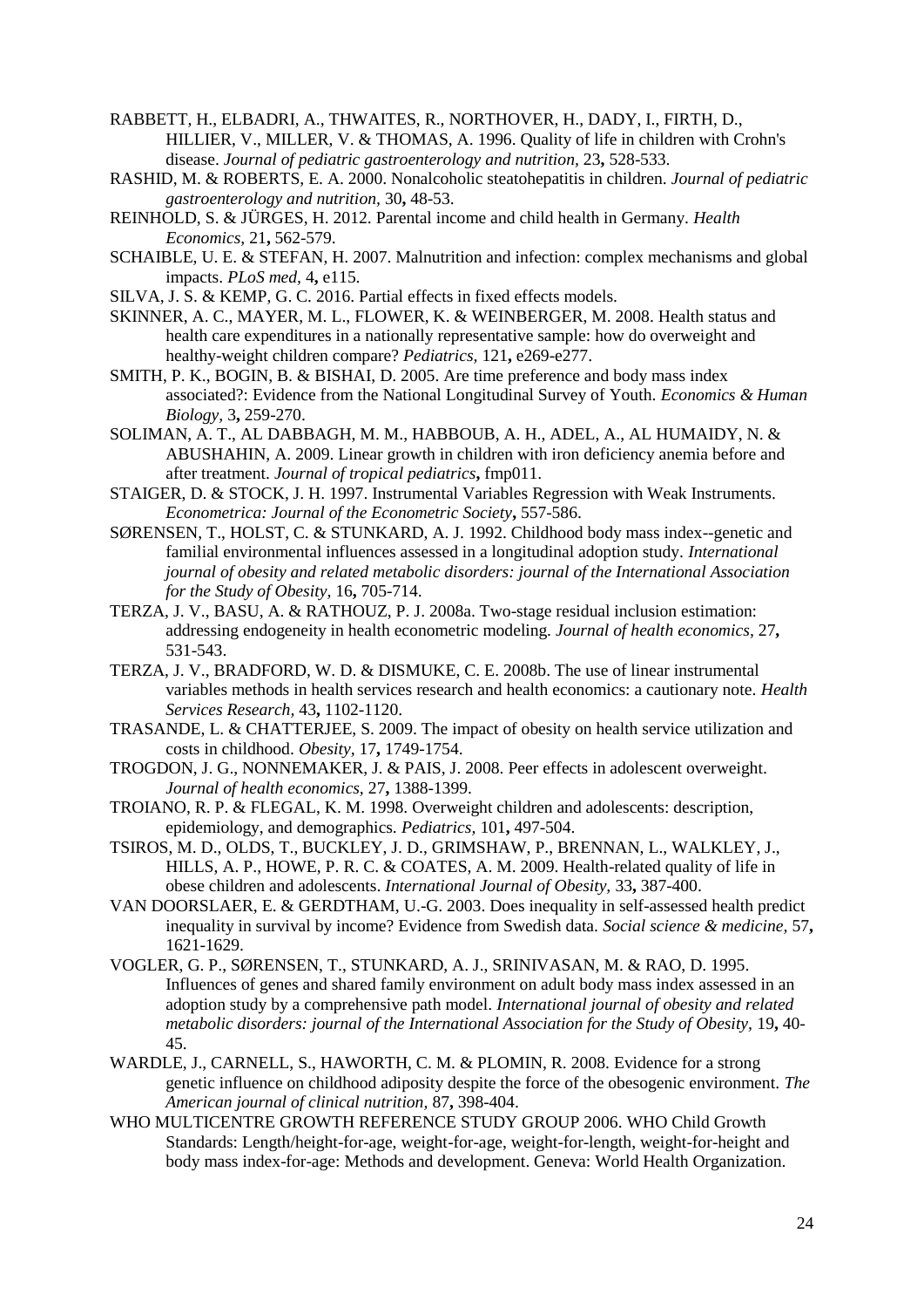RABBETT, H., ELBADRI, A., THWAITES, R., NORTHOVER, H., DADY, I., FIRTH, D., HILLIER, V., MILLER, V. & THOMAS, A. 1996. Quality of life in children with Crohn's disease. *Journal of pediatric gastroenterology and nutrition,* 23**,** 528-533.

RASHID, M. & ROBERTS, E. A. 2000. Nonalcoholic steatohepatitis in children. *Journal of pediatric gastroenterology and nutrition,* 30**,** 48-53.

REINHOLD, S. & JÜRGES, H. 2012. Parental income and child health in Germany. *Health Economics,* 21**,** 562-579.

SCHAIBLE, U. E. & STEFAN, H. 2007. Malnutrition and infection: complex mechanisms and global impacts. *PLoS med,* 4**,** e115.

SILVA, J. S. & KEMP, G. C. 2016. Partial effects in fixed effects models.

SKINNER, A. C., MAYER, M. L., FLOWER, K. & WEINBERGER, M. 2008. Health status and health care expenditures in a nationally representative sample: how do overweight and healthy-weight children compare? *Pediatrics,* 121**,** e269-e277.

SMITH, P. K., BOGIN, B. & BISHAI, D. 2005. Are time preference and body mass index associated?: Evidence from the National Longitudinal Survey of Youth. *Economics & Human Biology,* 3**,** 259-270.

SOLIMAN, A. T., AL DABBAGH, M. M., HABBOUB, A. H., ADEL, A., AL HUMAIDY, N. & ABUSHAHIN, A. 2009. Linear growth in children with iron deficiency anemia before and after treatment. *Journal of tropical pediatrics***,** fmp011.

STAIGER, D. & STOCK, J. H. 1997. Instrumental Variables Regression with Weak Instruments. *Econometrica: Journal of the Econometric Society***,** 557-586.

SØRENSEN, T., HOLST, C. & STUNKARD, A. J. 1992. Childhood body mass index--genetic and familial environmental influences assessed in a longitudinal adoption study. *International journal of obesity and related metabolic disorders: journal of the International Association for the Study of Obesity,* 16**,** 705-714.

TERZA, J. V., BASU, A. & RATHOUZ, P. J. 2008a. Two-stage residual inclusion estimation: addressing endogeneity in health econometric modeling. *Journal of health economics,* 27**,** 531-543.

TERZA, J. V., BRADFORD, W. D. & DISMUKE, C. E. 2008b. The use of linear instrumental variables methods in health services research and health economics: a cautionary note. *Health Services Research,* 43**,** 1102-1120.

TRASANDE, L. & CHATTERJEE, S. 2009. The impact of obesity on health service utilization and costs in childhood. *Obesity,* 17**,** 1749-1754.

TROGDON, J. G., NONNEMAKER, J. & PAIS, J. 2008. Peer effects in adolescent overweight. *Journal of health economics,* 27**,** 1388-1399.

TROIANO, R. P. & FLEGAL, K. M. 1998. Overweight children and adolescents: description, epidemiology, and demographics. *Pediatrics,* 101**,** 497-504.

TSIROS, M. D., OLDS, T., BUCKLEY, J. D., GRIMSHAW, P., BRENNAN, L., WALKLEY, J., HILLS, A. P., HOWE, P. R. C. & COATES, A. M. 2009. Health-related quality of life in obese children and adolescents. *International Journal of Obesity,* 33**,** 387-400.

VAN DOORSLAER, E. & GERDTHAM, U.-G. 2003. Does inequality in self-assessed health predict inequality in survival by income? Evidence from Swedish data. *Social science & medicine,* 57**,** 1621-1629.

VOGLER, G. P., SØRENSEN, T., STUNKARD, A. J., SRINIVASAN, M. & RAO, D. 1995. Influences of genes and shared family environment on adult body mass index assessed in an adoption study by a comprehensive path model. *International journal of obesity and related metabolic disorders: journal of the International Association for the Study of Obesity,* 19**,** 40-45.

WARDLE, J., CARNELL, S., HAWORTH, C. M. & PLOMIN, R. 2008. Evidence for a strong genetic influence on childhood adiposity despite the force of the obesogenic environment. *The American journal of clinical nutrition,* 87**,** 398-404.

WHO MULTICENTRE GROWTH REFERENCE STUDY GROUP 2006. WHO Child Growth Standards: Length/height-for-age, weight-for-age, weight-for-length, weight-for-height and body mass index-for-age: Methods and development. Geneva: World Health Organization.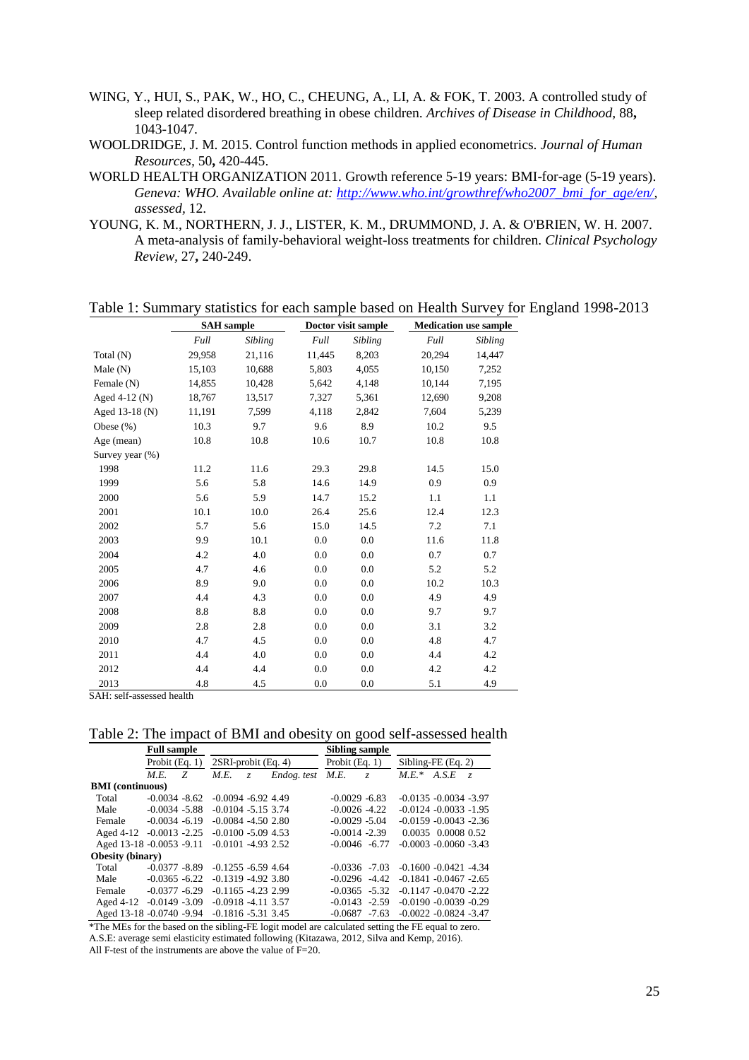WING, Y., HUI, S., PAK, W., HO, C., CHEUNG, A., LI, A. & FOK, T. 2003. A controlled study of sleep related disordered breathing in obese children. *Archives of Disease in Childhood,* 88**,** 1043-1047.

WOOLDRIDGE, J. M. 2015. Control function methods in applied econometrics. *Journal of Human Resources,* 50**,** 420-445.

WORLD HEALTH ORGANIZATION 2011. Growth reference 5-19 years: BMI-for-age (5-19 years). *Geneva: WHO. Available online at: http://www.who.int/growthref/who2007_bmi_for_age/en/, assessed,* 12.

YOUNG, K. M., NORTHERN, J. J., LISTER, K. M., DRUMMOND, J. A. & O'BRIEN, W. H. 2007. A meta-analysis of family-behavioral weight-loss treatments for children. *Clinical Psychology Review,* 27**,** 240-249.

Table 1: Summary statistics for each sample based on Health Survey for England 1998-2013

| | SAH sample | | Doctor visit sample | | Medication use sample | |
|---|---|---|---|---|---|---|
| | *Full* | *Sibling* | *Full* | *Sibling* | *Full* | *Sibling* |
| Total (N) | 29,958 | 21,116 | 11,445 | 8,203 | 20,294 | 14,447 |
| Male (N) | 15,103 | 10,688 | 5,803 | 4,055 | 10,150 | 7,252 |
| Female (N) | 14,855 | 10,428 | 5,642 | 4,148 | 10,144 | 7,195 |
| Aged 4-12 (N) | 18,767 | 13,517 | 7,327 | 5,361 | 12,690 | 9,208 |
| Aged 13-18 (N) | 11,191 | 7,599 | 4,118 | 2,842 | 7,604 | 5,239 |
| Obese (%) | 10.3 | 9.7 | 9.6 | 8.9 | 10.2 | 9.5 |
| Age (mean) | 10.8 | 10.8 | 10.6 | 10.7 | 10.8 | 10.8 |
| Survey year (%) | | | | | | |
| 1998 | 11.2 | 11.6 | 29.3 | 29.8 | 14.5 | 15.0 |
| 1999 | 5.6 | 5.8 | 14.6 | 14.9 | 0.9 | 0.9 |
| 2000 | 5.6 | 5.9 | 14.7 | 15.2 | 1.1 | 1.1 |
| 2001 | 10.1 | 10.0 | 26.4 | 25.6 | 12.4 | 12.3 |
| 2002 | 5.7 | 5.6 | 15.0 | 14.5 | 7.2 | 7.1 |
| 2003 | 9.9 | 10.1 | 0.0 | 0.0 | 11.6 | 11.8 |
| 2004 | 4.2 | 4.0 | 0.0 | 0.0 | 0.7 | 0.7 |
| 2005 | 4.7 | 4.6 | 0.0 | 0.0 | 5.2 | 5.2 |
| 2006 | 8.9 | 9.0 | 0.0 | 0.0 | 10.2 | 10.3 |
| 2007 | 4.4 | 4.3 | 0.0 | 0.0 | 4.9 | 4.9 |
| 2008 | 8.8 | 8.8 | 0.0 | 0.0 | 9.7 | 9.7 |
| 2009 | 2.8 | 2.8 | 0.0 | 0.0 | 3.1 | 3.2 |
| 2010 | 4.7 | 4.5 | 0.0 | 0.0 | 4.8 | 4.7 |
| 2011 | 4.4 | 4.0 | 0.0 | 0.0 | 4.4 | 4.2 |
| 2012 | 4.4 | 4.4 | 0.0 | 0.0 | 4.2 | 4.2 |
| 2013 | 4.8 | 4.5 | 0.0 | 0.0 | 5.1 | 4.9 |

SAH: self-assessed health

Table 2: The impact of BMI and obesity on good self-assessed health

| | Full sample | | | | | Sibling sample | | | | |
|---|---|---|---|---|---|---|---|---|---|---|
| | Probit (Eq. 1) | | 2SRI-probit (Eq. 4) | | | Probit (Eq. 1) | | Sibling-FE (Eq. 2) | | |
| | *M.E.* | *Z* | *M.E.* | *z* | *Endog. test* | *M.E.* | *z* | *M.E.** | *A.S.E* | *z* |
| **BMI (continuous)** | | | | | | | | | | |
| Total | -0.0034 | -8.62 | -0.0094 | -6.92 | 4.49 | -0.0029 | -6.83 | -0.0135 | -0.0034 | -3.97 |
| Male | -0.0034 | -5.88 | -0.0104 | -5.15 | 3.74 | -0.0026 | -4.22 | -0.0124 | -0.0033 | -1.95 |
| Female | -0.0034 | -6.19 | -0.0084 | -4.50 | 2.80 | -0.0029 | -5.04 | -0.0159 | -0.0043 | -2.36 |
| Aged 4-12 | -0.0013 | -2.25 | -0.0100 | -5.09 | 4.53 | -0.0014 | -2.39 | 0.0035 | 0.0008 | 0.52 |
| Aged 13-18 | -0.0053 | -9.11 | -0.0101 | -4.93 | 2.52 | -0.0046 | -6.77 | -0.0003 | -0.0060 | -3.43 |
| **Obesity (binary)** | | | | | | | | | | |
| Total | -0.0377 | -8.89 | -0.1255 | -6.59 | 4.64 | -0.0336 | -7.03 | -0.1600 | -0.0421 | -4.34 |
| Male | -0.0365 | -6.22 | -0.1319 | -4.92 | 3.80 | -0.0296 | -4.42 | -0.1841 | -0.0467 | -2.65 |
| Female | -0.0377 | -6.29 | -0.1165 | -4.23 | 2.99 | -0.0365 | -5.32 | -0.1147 | -0.0470 | -2.22 |
| Aged 4-12 | -0.0149 | -3.09 | -0.0918 | -4.11 | 3.57 | -0.0143 | -2.59 | -0.0190 | -0.0039 | -0.29 |
| Aged 13-18 | -0.0740 | -9.94 | -0.1816 | -5.31 | 3.45 | -0.0687 | -7.63 | -0.0022 | -0.0824 | -3.47 |

*The MEs for the based on the sibling-FE logit model are calculated setting the FE equal to zero.
A.S.E: average semi elasticity estimated following (Kitazawa, 2012, Silva and Kemp, 2016).
All F-test of the instruments are above the value of F=20.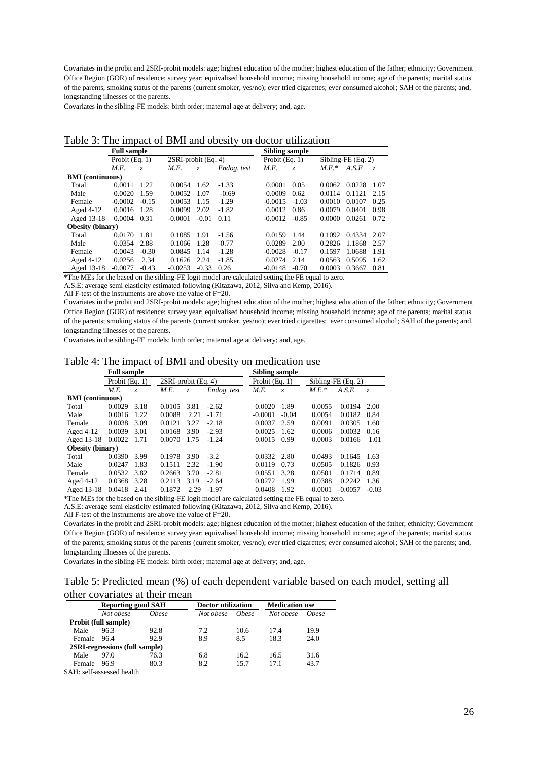Covariates in the probit and 2SRI-probit models: age; highest education of the mother; highest education of the father; ethnicity; Government Office Region (GOR) of residence; survey year; equivalised household income; missing household income; age of the parents; marital status of the parents; smoking status of the parents (current smoker, yes/no); ever tried cigarettes; ever consumed alcohol; SAH of the parents; and, longstanding illnesses of the parents.

Covariates in the sibling-FE models: birth order; maternal age at delivery; and, age.

## Table 3: The impact of BMI and obesity on doctor utilization

| | Full sample | | | | | Sibling sample | | | | |
|---|---|---|---|---|---|---|---|---|---|---|
| | Probit (Eq. 1) | | 2SRI-probit (Eq. 4) | | | Probit (Eq. 1) | | Sibling-FE (Eq. 2) | | |
| | *M.E.* | *z* | *M.E.* | *z* | *Endog. test* | *M.E.* | *z* | *M.E.\** | *A.S.E* | *z* |
| **BMI (continuous)** | | | | | | | | | | |
| Total | 0.0011 | 1.22 | 0.0054 | 1.62 | -1.33 | 0.0001 | 0.05 | 0.0062 | 0.0228 | 1.07 |
| Male | 0.0020 | 1.59 | 0.0052 | 1.07 | -0.69 | 0.0009 | 0.62 | 0.0114 | 0.1121 | 2.15 |
| Female | -0.0002 | -0.15 | 0.0053 | 1.15 | -1.29 | -0.0015 | -1.03 | 0.0010 | 0.0107 | 0.25 |
| Aged 4-12 | 0.0016 | 1.28 | 0.0099 | 2.02 | -1.82 | 0.0012 | 0.86 | 0.0079 | 0.0401 | 0.98 |
| Aged 13-18 | 0.0004 | 0.31 | -0.0001 | -0.01 | 0.11 | -0.0012 | -0.85 | 0.0000 | 0.0261 | 0.72 |
| **Obesity (binary)** | | | | | | | | | | |
| Total | 0.0170 | 1.81 | 0.1085 | 1.91 | -1.56 | 0.0159 | 1.44 | 0.1092 | 0.4334 | 2.07 |
| Male | 0.0354 | 2.88 | 0.1066 | 1.28 | -0.77 | 0.0289 | 2.00 | 0.2826 | 1.1868 | 2.57 |
| Female | -0.0043 | -0.30 | 0.0845 | 1.14 | -1.28 | -0.0028 | -0.17 | 0.1597 | 1.0688 | 1.91 |
| Aged 4-12 | 0.0256 | 2.34 | 0.1626 | 2.24 | -1.85 | 0.0274 | 2.14 | 0.0563 | 0.5095 | 1.62 |
| Aged 13-18 | -0.0077 | -0.43 | -0.0253 | -0.33 | 0.26 | -0.0148 | -0.70 | 0.0003 | 0.3667 | 0.81 |

*The MEs for the based on the sibling-FE logit model are calculated setting the FE equal to zero.

A.S.E: average semi elasticity estimated following (Kitazawa, 2012, Silva and Kemp, 2016).

All F-test of the instruments are above the value of F=20.

Covariates in the probit and 2SRI-probit models: age; highest education of the mother; highest education of the father; ethnicity; Government Office Region (GOR) of residence; survey year; equivalised household income; missing household income; age of the parents; marital status of the parents; smoking status of the parents (current smoker, yes/no); ever tried cigarettes; ever consumed alcohol; SAH of the parents; and, longstanding illnesses of the parents.

Covariates in the sibling-FE models: birth order; maternal age at delivery; and, age.

## Table 4: The impact of BMI and obesity on medication use

| | Full sample | | | | | Sibling sample | | | | |
|---|---|---|---|---|---|---|---|---|---|---|
| | Probit (Eq. 1) | | 2SRI-probit (Eq. 4) | | | Probit (Eq. 1) | | Sibling-FE (Eq. 2) | | |
| | *M.E.* | *z* | *M.E.* | *z* | *Endog. test* | *M.E.* | *z* | *M.E.\** | *A.S.E* | *z* |
| **BMI (continuous)** | | | | | | | | | | |
| Total | 0.0029 | 3.18 | 0.0105 | 3.81 | -2.62 | 0.0020 | 1.89 | 0.0055 | 0.0194 | 2.00 |
| Male | 0.0016 | 1.22 | 0.0088 | 2.21 | -1.71 | -0.0001 | -0.04 | 0.0054 | 0.0182 | 0.84 |
| Female | 0.0038 | 3.09 | 0.0121 | 3.27 | -2.18 | 0.0037 | 2.59 | 0.0091 | 0.0305 | 1.60 |
| Aged 4-12 | 0.0039 | 3.01 | 0.0168 | 3.90 | -2.93 | 0.0025 | 1.62 | 0.0006 | 0.0032 | 0.16 |
| Aged 13-18 | 0.0022 | 1.71 | 0.0070 | 1.75 | -1.24 | 0.0015 | 0.99 | 0.0003 | 0.0166 | 1.01 |
| **Obesity (binary)** | | | | | | | | | | |
| Total | 0.0390 | 3.99 | 0.1978 | 3.90 | -3.2 | 0.0332 | 2.80 | 0.0493 | 0.1645 | 1.63 |
| Male | 0.0247 | 1.83 | 0.1511 | 2.32 | -1.90 | 0.0119 | 0.73 | 0.0505 | 0.1826 | 0.93 |
| Female | 0.0532 | 3.82 | 0.2663 | 3.70 | -2.81 | 0.0551 | 3.28 | 0.0501 | 0.1714 | 0.89 |
| Aged 4-12 | 0.0368 | 3.28 | 0.2113 | 3.19 | -2.64 | 0.0272 | 1.99 | 0.0388 | 0.2242 | 1.36 |
| Aged 13-18 | 0.0418 | 2.41 | 0.1872 | 2.29 | -1.97 | 0.0408 | 1.92 | -0.0001 | -0.0057 | -0.03 |

*The MEs for the based on the sibling-FE logit model are calculated setting the FE equal to zero.

A.S.E: average semi elasticity estimated following (Kitazawa, 2012, Silva and Kemp, 2016).

All F-test of the instruments are above the value of F=20.

Covariates in the probit and 2SRI-probit models: age; highest education of the mother; highest education of the father; ethnicity; Government Office Region (GOR) of residence; survey year; equivalised household income; missing household income; age of the parents; marital status of the parents; smoking status of the parents (current smoker, yes/no); ever tried cigarettes; ever consumed alcohol; SAH of the parents; and, longstanding illnesses of the parents.

Covariates in the sibling-FE models: birth order; maternal age at delivery; and, age.

## Table 5: Predicted mean (%) of each dependent variable based on each model, setting all other covariates at their mean

| | Reporting good SAH | | Doctor utilization | | Medication use | |
|---|---|---|---|---|---|---|
| | *Not obese* | *Obese* | *Not obese* | *Obese* | *Not obese* | *Obese* |
| **Probit (full sample)** | | | | | | |
| Male | 96.3 | 92.8 | 7.2 | 10.6 | 17.4 | 19.9 |
| Female | 96.4 | 92.9 | 8.9 | 8.5 | 18.3 | 24.0 |
| **2SRI-regressions (full sample)** | | | | | | |
| Male | 97.0 | 76.3 | 6.8 | 16.2 | 16.5 | 31.6 |
| Female | 96.9 | 80.3 | 8.2 | 15.7 | 17.1 | 43.7 |

SAH: self-assessed health